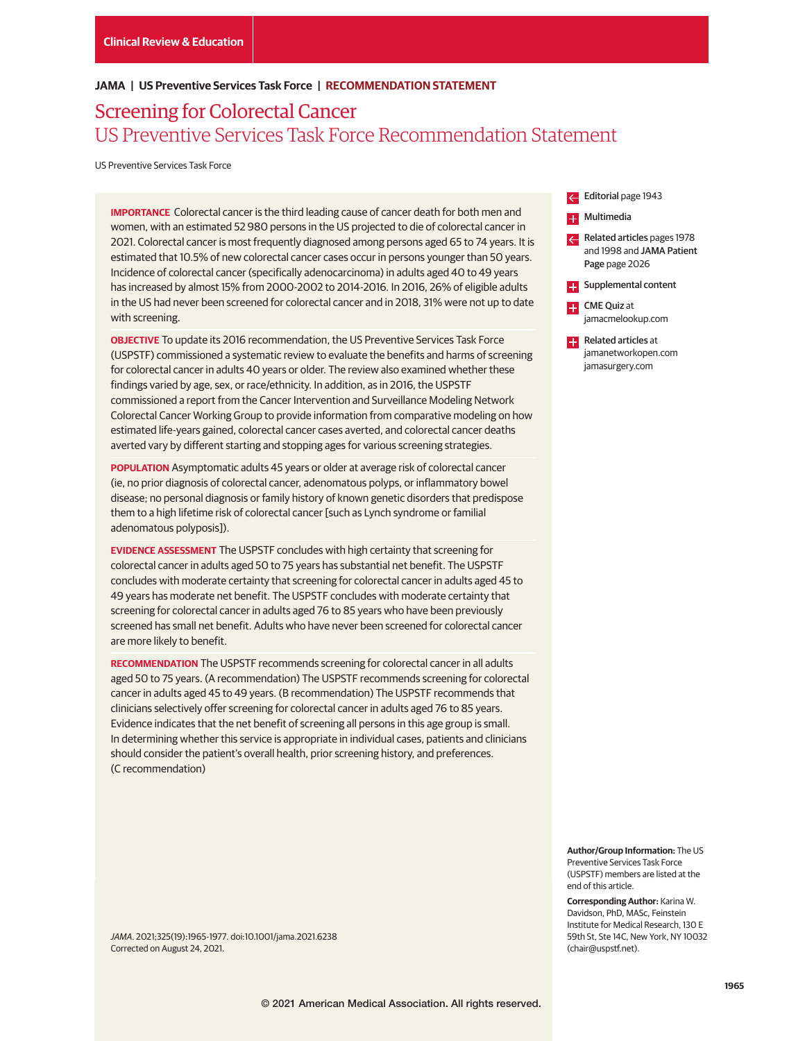Clinical Review & Education

JAMA | US Preventive Services Task Force | RECOMMENDATION STATEMENT

# Screening for Colorectal Cancer
## US Preventive Services Task Force Recommendation Statement

US Preventive Services Task Force

**IMPORTANCE** Colorectal cancer is the third leading cause of cancer death for both men and women, with an estimated 52 980 persons in the US projected to die of colorectal cancer in 2021. Colorectal cancer is most frequently diagnosed among persons aged 65 to 74 years. It is estimated that 10.5% of new colorectal cancer cases occur in persons younger than 50 years. Incidence of colorectal cancer (specifically adenocarcinoma) in adults aged 40 to 49 years has increased by almost 15% from 2000-2002 to 2014-2016. In 2016, 26% of eligible adults in the US had never been screened for colorectal cancer and in 2018, 31% were not up to date with screening.

**OBJECTIVE** To update its 2016 recommendation, the US Preventive Services Task Force (USPSTF) commissioned a systematic review to evaluate the benefits and harms of screening for colorectal cancer in adults 40 years or older. The review also examined whether these findings varied by age, sex, or race/ethnicity. In addition, as in 2016, the USPSTF commissioned a report from the Cancer Intervention and Surveillance Modeling Network Colorectal Cancer Working Group to provide information from comparative modeling on how estimated life-years gained, colorectal cancer cases averted, and colorectal cancer deaths averted vary by different starting and stopping ages for various screening strategies.

**POPULATION** Asymptomatic adults 45 years or older at average risk of colorectal cancer (ie, no prior diagnosis of colorectal cancer, adenomatous polyps, or inflammatory bowel disease; no personal diagnosis or family history of known genetic disorders that predispose them to a high lifetime risk of colorectal cancer [such as Lynch syndrome or familial adenomatous polyposis]).

**EVIDENCE ASSESSMENT** The USPSTF concludes with high certainty that screening for colorectal cancer in adults aged 50 to 75 years has substantial net benefit. The USPSTF concludes with moderate certainty that screening for colorectal cancer in adults aged 45 to 49 years has moderate net benefit. The USPSTF concludes with moderate certainty that screening for colorectal cancer in adults aged 76 to 85 years who have been previously screened has small net benefit. Adults who have never been screened for colorectal cancer are more likely to benefit.

**RECOMMENDATION** The USPSTF recommends screening for colorectal cancer in all adults aged 50 to 75 years. (A recommendation) The USPSTF recommends screening for colorectal cancer in adults aged 45 to 49 years. (B recommendation) The USPSTF recommends that clinicians selectively offer screening for colorectal cancer in adults aged 76 to 85 years. Evidence indicates that the net benefit of screening all persons in this age group is small. In determining whether this service is appropriate in individual cases, patients and clinicians should consider the patient's overall health, prior screening history, and preferences. (C recommendation)

*JAMA*. 2021;325(19):1965-1977. doi:10.1001/jama.2021.6238
Corrected on August 24, 2021.

**Editorial** page 1943

**Multimedia**

**Related articles** pages 1978 and 1998 and **JAMA Patient Page** page 2026

**Supplemental content**

**CME Quiz** at jamacmelookup.com

**Related articles** at jamanetworkopen.com jamasurgery.com

**Author/Group Information:** The US Preventive Services Task Force (USPSTF) members are listed at the end of this article.

**Corresponding Author:** Karina W. Davidson, PhD, MASc, Feinstein Institute for Medical Research, 130 E 59th St, Ste 14C, New York, NY 10032 (chair@uspstf.net).

© 2021 American Medical Association. All rights reserved.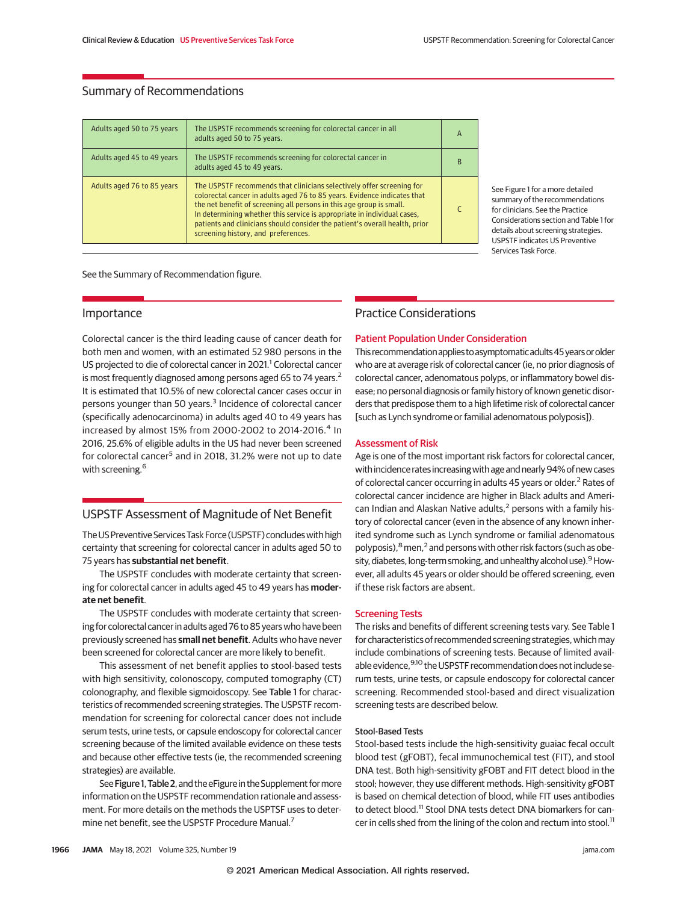## Summary of Recommendations

| Population | Recommendation | Grade |
|---|---|---|
| Adults aged 50 to 75 years | The USPSTF recommends screening for colorectal cancer in all adults aged 50 to 75 years. | A |
| Adults aged 45 to 49 years | The USPSTF recommends screening for colorectal cancer in adults aged 45 to 49 years. | B |
| Adults aged 76 to 85 years | The USPSTF recommends that clinicians selectively offer screening for colorectal cancer in adults aged 76 to 85 years. Evidence indicates that the net benefit of screening all persons in this age group is small. In determining whether this service is appropriate in individual cases, patients and clinicians should consider the patient's overall health, prior screening history, and preferences. | C |

See Figure 1 for a more detailed summary of the recommendations for clinicians. See the Practice Considerations section and Table 1 for details about screening strategies. USPSTF indicates US Preventive Services Task Force.

See the Summary of Recommendation figure.

## Importance

Colorectal cancer is the third leading cause of cancer death for both men and women, with an estimated 52 980 persons in the US projected to die of colorectal cancer in 2021.[1] Colorectal cancer is most frequently diagnosed among persons aged 65 to 74 years.[2] It is estimated that 10.5% of new colorectal cancer cases occur in persons younger than 50 years.[3] Incidence of colorectal cancer (specifically adenocarcinoma) in adults aged 40 to 49 years has increased by almost 15% from 2000-2002 to 2014-2016.[4] In 2016, 25.6% of eligible adults in the US had never been screened for colorectal cancer[5] and in 2018, 31.2% were not up to date with screening.[6]

## USPSTF Assessment of Magnitude of Net Benefit

The US Preventive Services Task Force (USPSTF) concludes with high certainty that screening for colorectal cancer in adults aged 50 to 75 years has **substantial net benefit**.

The USPSTF concludes with moderate certainty that screening for colorectal cancer in adults aged 45 to 49 years has **moderate net benefit**.

The USPSTF concludes with moderate certainty that screening for colorectal cancer in adults aged 76 to 85 years who have been previously screened has **small net benefit**. Adults who have never been screened for colorectal cancer are more likely to benefit.

This assessment of net benefit applies to stool-based tests with high sensitivity, colonoscopy, computed tomography (CT) colonography, and flexible sigmoidoscopy. See **Table 1** for characteristics of recommended screening strategies. The USPSTF recommendation for screening for colorectal cancer does not include serum tests, urine tests, or capsule endoscopy for colorectal cancer screening because of the limited available evidence on these tests and because other effective tests (ie, the recommended screening strategies) are available.

See **Figure 1**, **Table 2**, and the eFigure in the Supplement for more information on the USPSTF recommendation rationale and assessment. For more details on the methods the USPTSF uses to determine net benefit, see the USPSTF Procedure Manual.[7]

## Practice Considerations

### Patient Population Under Consideration

This recommendation applies to asymptomatic adults 45 years or older who are at average risk of colorectal cancer (ie, no prior diagnosis of colorectal cancer, adenomatous polyps, or inflammatory bowel disease; no personal diagnosis or family history of known genetic disorders that predispose them to a high lifetime risk of colorectal cancer [such as Lynch syndrome or familial adenomatous polyposis]).

### Assessment of Risk

Age is one of the most important risk factors for colorectal cancer, with incidence rates increasing with age and nearly 94% of new cases of colorectal cancer occurring in adults 45 years or older.[2] Rates of colorectal cancer incidence are higher in Black adults and American Indian and Alaskan Native adults,[2] persons with a family history of colorectal cancer (even in the absence of any known inherited syndrome such as Lynch syndrome or familial adenomatous polyposis),[8] men,[2] and persons with other risk factors (such as obesity, diabetes, long-term smoking, and unhealthy alcohol use).[9] However, all adults 45 years or older should be offered screening, even if these risk factors are absent.

### Screening Tests

The risks and benefits of different screening tests vary. See Table 1 for characteristics of recommended screening strategies, which may include combinations of screening tests. Because of limited available evidence,[9,10] the USPSTF recommendation does not include serum tests, urine tests, or capsule endoscopy for colorectal cancer screening. Recommended stool-based and direct visualization screening tests are described below.

#### Stool-Based Tests

Stool-based tests include the high-sensitivity guaiac fecal occult blood test (gFOBT), fecal immunochemical test (FIT), and stool DNA test. Both high-sensitivity gFOBT and FIT detect blood in the stool; however, they use different methods. High-sensitivity gFOBT is based on chemical detection of blood, while FIT uses antibodies to detect blood.[11] Stool DNA tests detect DNA biomarkers for cancer in cells shed from the lining of the colon and rectum into stool.[11]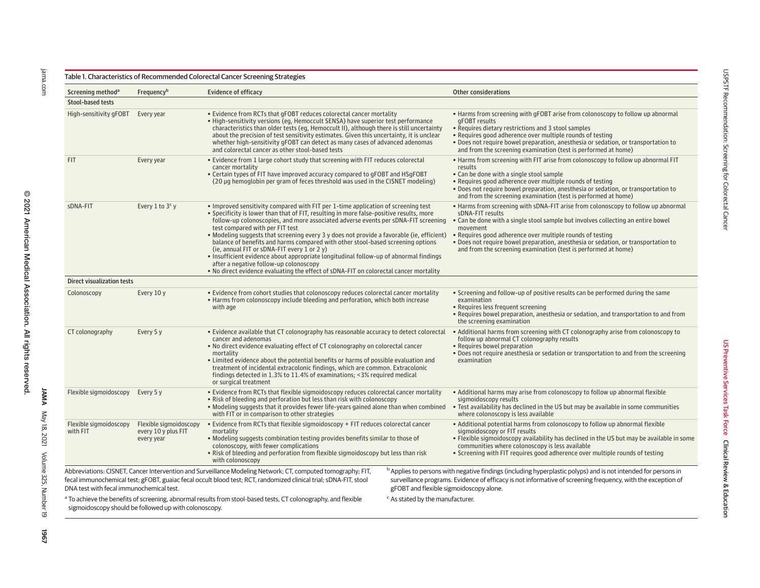Table 1. Characteristics of Recommended Colorectal Cancer Screening Strategies

| Screening method[a] | Frequency[b] | Evidence of efficacy | Other considerations |
|---|---|---|---|
| **Stool-based tests** | | | |
| High-sensitivity gFOBT | Every year | • Evidence from RCTs that gFOBT reduces colorectal cancer mortality<br>• High-sensitivity versions (eg, Hemoccult SENSA) have superior test performance characteristics than older tests (eg, Hemoccult II), although there is still uncertainty about the precision of test sensitivity estimates. Given this uncertainty, it is unclear whether high-sensitivity gFOBT can detect as many cases of advanced adenomas and colorectal cancer as other stool-based tests | • Harms from screening with gFOBT arise from colonoscopy to follow up abnormal gFOBT results<br>• Requires dietary restrictions and 3 stool samples<br>• Requires good adherence over multiple rounds of testing<br>• Does not require bowel preparation, anesthesia or sedation, or transportation to and from the screening examination (test is performed at home) |
| FIT | Every year | • Evidence from 1 large cohort study that screening with FIT reduces colorectal cancer mortality<br>• Certain types of FIT have improved accuracy compared to gFOBT and HSgFOBT (20 μg hemoglobin per gram of feces threshold was used in the CISNET modeling) | • Harms from screening with FIT arise from colonoscopy to follow up abnormal FIT results<br>• Can be done with a single stool sample<br>• Requires good adherence over multiple rounds of testing<br>• Does not require bowel preparation, anesthesia or sedation, or transportation to and from the screening examination (test is performed at home) |
| sDNA-FIT | Every 1 to 3[c] y | • Improved sensitivity compared with FIT per 1-time application of screening test<br>• Specificity is lower than that of FIT, resulting in more false-positive results, more follow-up colonoscopies, and more associated adverse events per sDNA-FIT screening test compared with per FIT test<br>• Modeling suggests that screening every 3 y does not provide a favorable (ie, efficient) balance of benefits and harms compared with other stool-based screening options (ie, annual FIT or sDNA-FIT every 1 or 2 y)<br>• Insufficient evidence about appropriate longitudinal follow-up of abnormal findings after a negative follow-up colonoscopy<br>• No direct evidence evaluating the effect of sDNA-FIT on colorectal cancer mortality | • Harms from screening with sDNA-FIT arise from colonoscopy to follow up abnormal sDNA-FIT results<br>• Can be done with a single stool sample but involves collecting an entire bowel movement<br>• Requires good adherence over multiple rounds of testing<br>• Does not require bowel preparation, anesthesia or sedation, or transportation to and from the screening examination (test is performed at home) |
| **Direct visualization tests** | | | |
| Colonoscopy | Every 10 y | • Evidence from cohort studies that colonoscopy reduces colorectal cancer mortality<br>• Harms from colonoscopy include bleeding and perforation, which both increase with age | • Screening and follow-up of positive results can be performed during the same examination<br>• Requires less frequent screening<br>• Requires bowel preparation, anesthesia or sedation, and transportation to and from the screening examination |
| CT colonography | Every 5 y | • Evidence available that CT colonography has reasonable accuracy to detect colorectal cancer and adenomas<br>• No direct evidence evaluating effect of CT colonography on colorectal cancer mortality<br>• Limited evidence about the potential benefits or harms of possible evaluation and treatment of incidental extracolonic findings, which are common. Extracolonic findings detected in 1.3% to 11.4% of examinations; <3% required medical or surgical treatment | • Additional harms from screening with CT colonography arise from colonoscopy to follow up abnormal CT colonography results<br>• Requires bowel preparation<br>• Does not require anesthesia or sedation or transportation to and from the screening examination |
| Flexible sigmoidoscopy | Every 5 y | • Evidence from RCTs that flexible sigmoidoscopy reduces colorectal cancer mortality<br>• Risk of bleeding and perforation but less than risk with colonoscopy<br>• Modeling suggests that it provides fewer life-years gained alone than when combined with FIT or in comparison to other strategies | • Additional harms may arise from colonoscopy to follow up abnormal flexible sigmoidoscopy results<br>• Test availability has declined in the US but may be available in some communities where colonoscopy is less available |
| Flexible sigmoidoscopy with FIT | Flexible sigmoidoscopy every 10 y plus FIT every year | • Evidence from RCTs that flexible sigmoidoscopy + FIT reduces colorectal cancer mortality<br>• Modeling suggests combination testing provides benefits similar to those of colonoscopy, with fewer complications<br>• Risk of bleeding and perforation from flexible sigmoidoscopy but less than risk with colonoscopy | • Additional potential harms from colonoscopy to follow up abnormal flexible sigmoidoscopy or FIT results<br>• Flexible sigmoidoscopy availability has declined in the US but may be available in some communities where colonoscopy is less available<br>• Screening with FIT requires good adherence over multiple rounds of testing |

Abbreviations: CISNET, Cancer Intervention and Surveillance Modeling Network; CT, computed tomography; FIT, fecal immunochemical test; gFOBT, guaiac fecal occult blood test; RCT, randomized clinical trial; sDNA-FIT, stool DNA test with fecal immunochemical test.

[a] To achieve the benefits of screening, abnormal results from stool-based tests, CT colonography, and flexible sigmoidoscopy should be followed up with colonoscopy.

[b] Applies to persons with negative findings (including hyperplastic polyps) and is not intended for persons in surveillance programs. Evidence of efficacy is not informative of screening frequency, with the exception of gFOBT and flexible sigmoidoscopy alone.

[c] As stated by the manufacturer.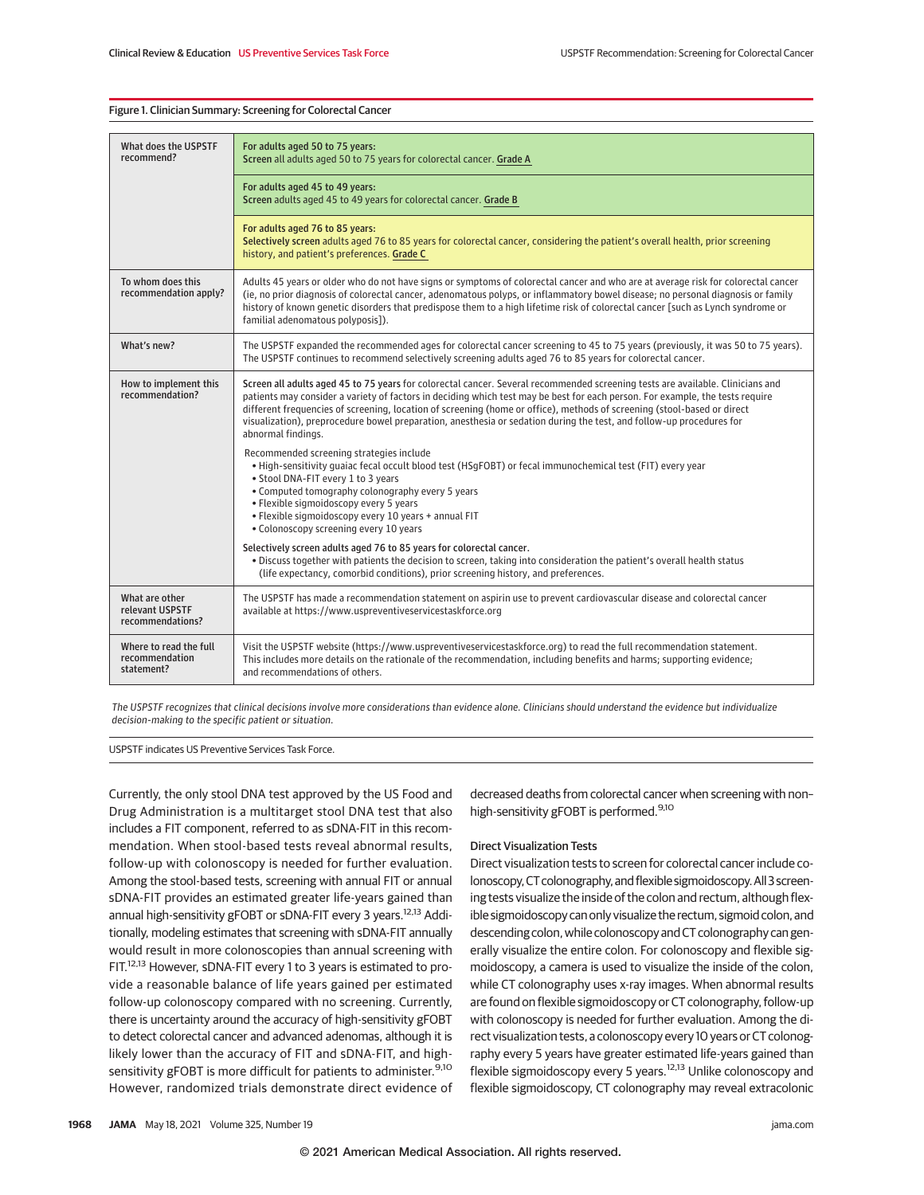Figure 1. Clinician Summary: Screening for Colorectal Cancer

| | |
|---|---|
| What does the USPSTF recommend? | **For adults aged 50 to 75 years:** **Screen** all adults aged 50 to 75 years for colorectal cancer. Grade A |
| | **For adults aged 45 to 49 years:** **Screen** adults aged 45 to 49 years for colorectal cancer. Grade B |
| | **For adults aged 76 to 85 years:** **Selectively screen** adults aged 76 to 85 years for colorectal cancer, considering the patient's overall health, prior screening history, and patient's preferences. Grade C |
| To whom does this recommendation apply? | Adults 45 years or older who do not have signs or symptoms of colorectal cancer and who are at average risk for colorectal cancer (ie, no prior diagnosis of colorectal cancer, adenomatous polyps, or inflammatory bowel disease; no personal diagnosis or family history of known genetic disorders that predispose them to a high lifetime risk of colorectal cancer [such as Lynch syndrome or familial adenomatous polyposis]). |
| What's new? | The USPSTF expanded the recommended ages for colorectal cancer screening to 45 to 75 years (previously, it was 50 to 75 years). The USPSTF continues to recommend selectively screening adults aged 76 to 85 years for colorectal cancer. |
| How to implement this recommendation? | **Screen all adults aged 45 to 75 years** for colorectal cancer. Several recommended screening tests are available. Clinicians and patients may consider a variety of factors in deciding which test may be best for each person. For example, the tests require different frequencies of screening, location of screening (home or office), methods of screening (stool-based or direct visualization), preprocedure bowel preparation, anesthesia or sedation during the test, and follow-up procedures for abnormal findings.<br><br>Recommended screening strategies include<br>• High-sensitivity guaiac fecal occult blood test (HSgFOBT) or fecal immunochemical test (FIT) every year<br>• Stool DNA-FIT every 1 to 3 years<br>• Computed tomography colonography every 5 years<br>• Flexible sigmoidoscopy every 5 years<br>• Flexible sigmoidoscopy every 10 years + annual FIT<br>• Colonoscopy screening every 10 years<br><br>**Selectively screen adults aged 76 to 85 years for colorectal cancer.**<br>• Discuss together with patients the decision to screen, taking into consideration the patient's overall health status (life expectancy, comorbid conditions), prior screening history, and preferences. |
| What are other relevant USPSTF recommendations? | The USPSTF has made a recommendation statement on aspirin use to prevent cardiovascular disease and colorectal cancer available at https://www.uspreventiveservicestaskforce.org |
| Where to read the full recommendation statement? | Visit the USPSTF website (https://www.uspreventiveservicestaskforce.org) to read the full recommendation statement. This includes more details on the rationale of the recommendation, including benefits and harms; supporting evidence; and recommendations of others. |

*The USPSTF recognizes that clinical decisions involve more considerations than evidence alone. Clinicians should understand the evidence but individualize decision-making to the specific patient or situation.*

USPSTF indicates US Preventive Services Task Force.

Currently, the only stool DNA test approved by the US Food and Drug Administration is a multitarget stool DNA test that also includes a FIT component, referred to as sDNA-FIT in this recommendation. When stool-based tests reveal abnormal results, follow-up with colonoscopy is needed for further evaluation. Among the stool-based tests, screening with annual FIT or annual sDNA-FIT provides an estimated greater life-years gained than annual high-sensitivity gFOBT or sDNA-FIT every 3 years.[12,13] Additionally, modeling estimates that screening with sDNA-FIT annually would result in more colonoscopies than annual screening with FIT.[12,13] However, sDNA-FIT every 1 to 3 years is estimated to provide a reasonable balance of life years gained per estimated follow-up colonoscopy compared with no screening. Currently, there is uncertainty around the accuracy of high-sensitivity gFOBT to detect colorectal cancer and advanced adenomas, although it is likely lower than the accuracy of FIT and sDNA-FIT, and high-sensitivity gFOBT is more difficult for patients to administer.[9,10] However, randomized trials demonstrate direct evidence of decreased deaths from colorectal cancer when screening with non–high-sensitivity gFOBT is performed.[9,10]

### Direct Visualization Tests

Direct visualization tests to screen for colorectal cancer include colonoscopy, CT colonography, and flexible sigmoidoscopy. All 3 screening tests visualize the inside of the colon and rectum, although flexible sigmoidoscopy can only visualize the rectum, sigmoid colon, and descending colon, while colonoscopy and CT colonography can generally visualize the entire colon. For colonoscopy and flexible sigmoidoscopy, a camera is used to visualize the inside of the colon, while CT colonography uses x-ray images. When abnormal results are found on flexible sigmoidoscopy or CT colonography, follow-up with colonoscopy is needed for further evaluation. Among the direct visualization tests, a colonoscopy every 10 years or CT colonography every 5 years have greater estimated life-years gained than flexible sigmoidoscopy every 5 years.[12,13] Unlike colonoscopy and flexible sigmoidoscopy, CT colonography may reveal extracolonic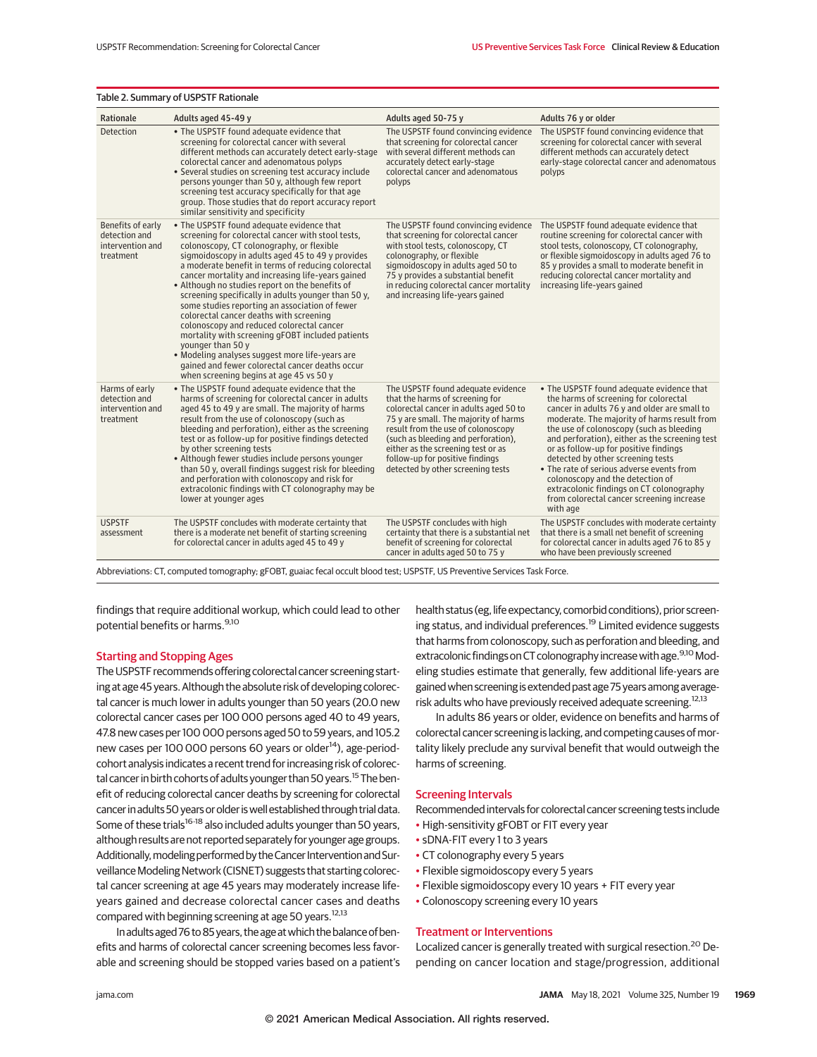Table 2. Summary of USPSTF Rationale

| Rationale | Adults aged 45-49 y | Adults aged 50-75 y | Adults 76 y or older |
|---|---|---|---|
| Detection | • The USPSTF found adequate evidence that screening for colorectal cancer with several different methods can accurately detect early-stage colorectal cancer and adenomatous polyps<br>• Several studies on screening test accuracy include persons younger than 50 y, although few report screening test accuracy specifically for that age group. Those studies that do report accuracy report similar sensitivity and specificity | The USPSTF found convincing evidence that screening for colorectal cancer with several different methods can accurately detect early-stage colorectal cancer and adenomatous polyps | The USPSTF found convincing evidence that screening for colorectal cancer with several different methods can accurately detect early-stage colorectal cancer and adenomatous polyps |
| Benefits of early detection and intervention and treatment | • The USPSTF found adequate evidence that screening for colorectal cancer with stool tests, colonoscopy, CT colonography, or flexible sigmoidoscopy in adults aged 45 to 49 y provides a moderate benefit in terms of reducing colorectal cancer mortality and increasing life-years gained<br>• Although no studies report on the benefits of screening specifically in adults younger than 50 y, some studies reporting an association of fewer colorectal cancer deaths with screening colonoscopy and reduced colorectal cancer mortality with screening gFOBT included patients younger than 50 y<br>• Modeling analyses suggest more life-years are gained and fewer colorectal cancer deaths occur when screening begins at age 45 vs 50 y | The USPSTF found convincing evidence that screening for colorectal cancer with stool tests, colonoscopy, CT colonography, or flexible sigmoidoscopy in adults aged 50 to 75 y provides a substantial benefit in reducing colorectal cancer mortality and increasing life-years gained | The USPSTF found adequate evidence that routine screening for colorectal cancer with stool tests, colonoscopy, CT colonography, or flexible sigmoidoscopy in adults aged 76 to 85 y provides a small to moderate benefit in reducing colorectal cancer mortality and increasing life-years gained |
| Harms of early detection and intervention and treatment | • The USPSTF found adequate evidence that the harms of screening for colorectal cancer in adults aged 45 to 49 y are small. The majority of harms result from the use of colonoscopy (such as bleeding and perforation), either as the screening test or as follow-up for positive findings detected by other screening tests<br>• Although fewer studies include persons younger than 50 y, overall findings suggest risk for bleeding and perforation with colonoscopy and risk for extracolonic findings with CT colonography may be lower at younger ages | The USPSTF found adequate evidence that the harms of screening for colorectal cancer in adults aged 50 to 75 y are small. The majority of harms result from the use of colonoscopy (such as bleeding and perforation), either as the screening test or as follow-up for positive findings detected by other screening tests | • The USPSTF found adequate evidence that the harms of screening for colorectal cancer in adults 76 y and older are small to moderate. The majority of harms result from the use of colonoscopy (such as bleeding and perforation), either as the screening test or as follow-up for positive findings detected by other screening tests<br>• The rate of serious adverse events from colonoscopy and the detection of extracolonic findings on CT colonography from colorectal cancer screening increase with age |
| USPSTF assessment | The USPSTF concludes with moderate certainty that there is a moderate net benefit of starting screening for colorectal cancer in adults aged 45 to 49 y | The USPSTF concludes with high certainty that there is a substantial net benefit of screening for colorectal cancer in adults aged 50 to 75 y | The USPSTF concludes with moderate certainty that there is a small net benefit of screening for colorectal cancer in adults aged 76 to 85 y who have been previously screened |

Abbreviations: CT, computed tomography; gFOBT, guaiac fecal occult blood test; USPSTF, US Preventive Services Task Force.

findings that require additional workup, which could lead to other potential benefits or harms.[9,10]

### Starting and Stopping Ages

The USPSTF recommends offering colorectal cancer screening starting at age 45 years. Although the absolute risk of developing colorectal cancer is much lower in adults younger than 50 years (20.0 new colorectal cancer cases per 100 000 persons aged 40 to 49 years, 47.8 new cases per 100 000 persons aged 50 to 59 years, and 105.2 new cases per 100 000 persons 60 years or older[14]), age-period-cohort analysis indicates a recent trend for increasing risk of colorectal cancer in birth cohorts of adults younger than 50 years.[15] The benefit of reducing colorectal cancer deaths by screening for colorectal cancer in adults 50 years or older is well established through trial data. Some of these trials[16-18] also included adults younger than 50 years, although results are not reported separately for younger age groups. Additionally, modeling performed by the Cancer Intervention and Surveillance Modeling Network (CISNET) suggests that starting colorectal cancer screening at age 45 years may moderately increase life-years gained and decrease colorectal cancer cases and deaths compared with beginning screening at age 50 years.[12,13]

In adults aged 76 to 85 years, the age at which the balance of benefits and harms of colorectal cancer screening becomes less favorable and screening should be stopped varies based on a patient's health status (eg, life expectancy, comorbid conditions), prior screening status, and individual preferences.[19] Limited evidence suggests that harms from colonoscopy, such as perforation and bleeding, and extracolonic findings on CT colonography increase with age.[9,10] Modeling studies estimate that generally, few additional life-years are gained when screening is extended past age 75 years among average-risk adults who have previously received adequate screening.[12,13]

In adults 86 years or older, evidence on benefits and harms of colorectal cancer screening is lacking, and competing causes of mortality likely preclude any survival benefit that would outweigh the harms of screening.

### Screening Intervals

Recommended intervals for colorectal cancer screening tests include

- High-sensitivity gFOBT or FIT every year
- sDNA-FIT every 1 to 3 years
- CT colonography every 5 years
- Flexible sigmoidoscopy every 5 years
- Flexible sigmoidoscopy every 10 years + FIT every year
- Colonoscopy screening every 10 years

### Treatment or Interventions

Localized cancer is generally treated with surgical resection.[20] Depending on cancer location and stage/progression, additional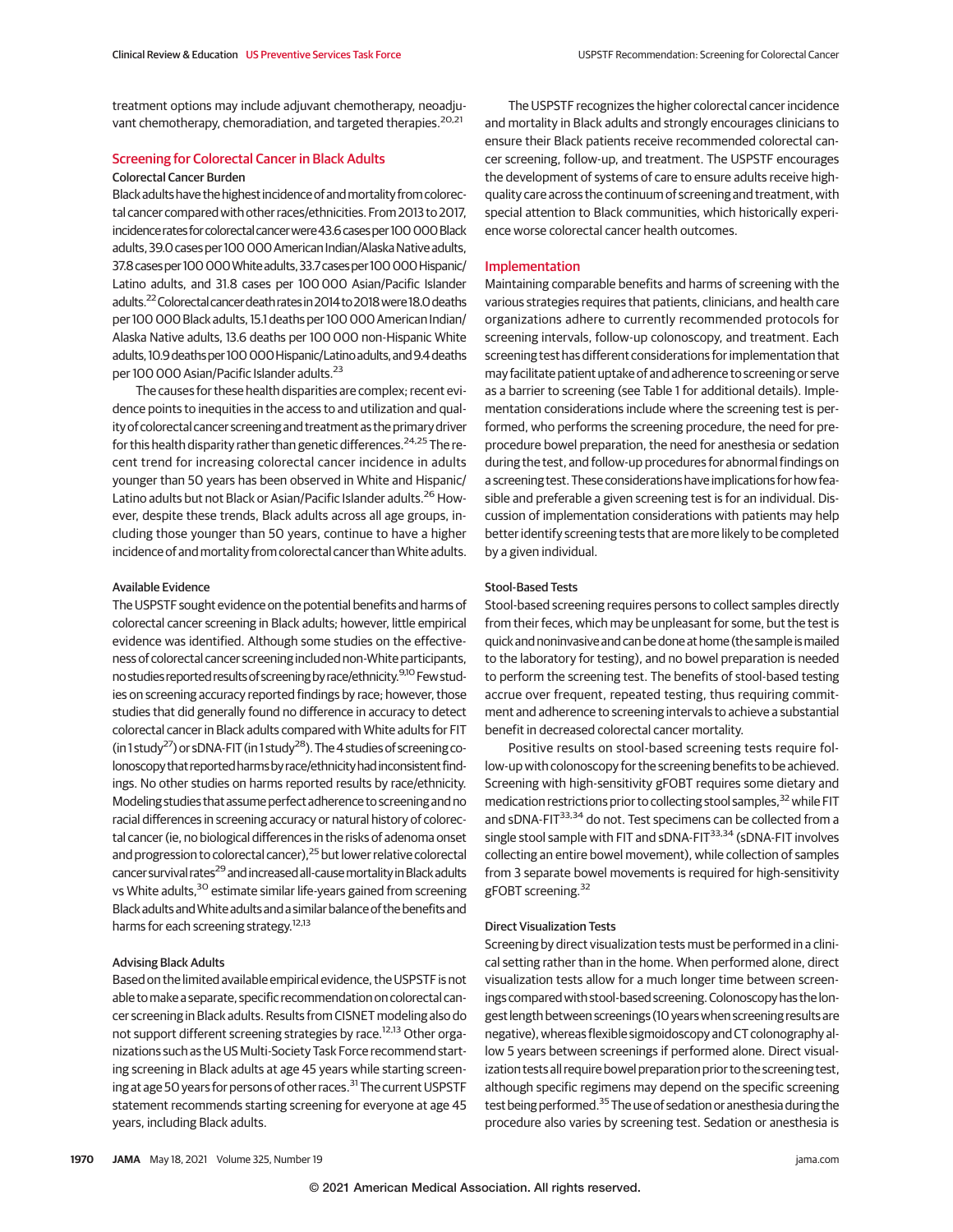treatment options may include adjuvant chemotherapy, neoadjuvant chemotherapy, chemoradiation, and targeted therapies.[20,21]

## Screening for Colorectal Cancer in Black Adults

### Colorectal Cancer Burden

Black adults have the highest incidence of and mortality from colorectal cancer compared with other races/ethnicities. From 2013 to 2017, incidence rates for colorectal cancer were 43.6 cases per 100 000 Black adults, 39.0 cases per 100 000 American Indian/Alaska Native adults, 37.8 cases per 100 000 White adults, 33.7 cases per 100 000 Hispanic/Latino adults, and 31.8 cases per 100 000 Asian/Pacific Islander adults.[22] Colorectal cancer death rates in 2014 to 2018 were 18.0 deaths per 100 000 Black adults, 15.1 deaths per 100 000 American Indian/Alaska Native adults, 13.6 deaths per 100 000 non-Hispanic White adults, 10.9 deaths per 100 000 Hispanic/Latino adults, and 9.4 deaths per 100 000 Asian/Pacific Islander adults.[23]

The causes for these health disparities are complex; recent evidence points to inequities in the access to and utilization and quality of colorectal cancer screening and treatment as the primary driver for this health disparity rather than genetic differences.[24,25] The recent trend for increasing colorectal cancer incidence in adults younger than 50 years has been observed in White and Hispanic/Latino adults but not Black or Asian/Pacific Islander adults.[26] However, despite these trends, Black adults across all age groups, including those younger than 50 years, continue to have a higher incidence of and mortality from colorectal cancer than White adults.

### Available Evidence

The USPSTF sought evidence on the potential benefits and harms of colorectal cancer screening in Black adults; however, little empirical evidence was identified. Although some studies on the effectiveness of colorectal cancer screening included non-White participants, no studies reported results of screening by race/ethnicity.[9,10] Few studies on screening accuracy reported findings by race; however, those studies that did generally found no difference in accuracy to detect colorectal cancer in Black adults compared with White adults for FIT (in 1 study[27]) or sDNA-FIT (in 1 study[28]). The 4 studies of screening colonoscopy that reported harms by race/ethnicity had inconsistent findings. No other studies on harms reported results by race/ethnicity. Modeling studies that assume perfect adherence to screening and no racial differences in screening accuracy or natural history of colorectal cancer (ie, no biological differences in the risks of adenoma onset and progression to colorectal cancer),[25] but lower relative colorectal cancer survival rates[29] and increased all-cause mortality in Black adults vs White adults,[30] estimate similar life-years gained from screening Black adults and White adults and a similar balance of the benefits and harms for each screening strategy.[12,13]

### Advising Black Adults

Based on the limited available empirical evidence, the USPSTF is not able to make a separate, specific recommendation on colorectal cancer screening in Black adults. Results from CISNET modeling also do not support different screening strategies by race.[12,13] Other organizations such as the US Multi-Society Task Force recommend starting screening in Black adults at age 45 years while starting screening at age 50 years for persons of other races.[31] The current USPSTF statement recommends starting screening for everyone at age 45 years, including Black adults.

The USPSTF recognizes the higher colorectal cancer incidence and mortality in Black adults and strongly encourages clinicians to ensure their Black patients receive recommended colorectal cancer screening, follow-up, and treatment. The USPSTF encourages the development of systems of care to ensure adults receive high-quality care across the continuum of screening and treatment, with special attention to Black communities, which historically experience worse colorectal cancer health outcomes.

## Implementation

Maintaining comparable benefits and harms of screening with the various strategies requires that patients, clinicians, and health care organizations adhere to currently recommended protocols for screening intervals, follow-up colonoscopy, and treatment. Each screening test has different considerations for implementation that may facilitate patient uptake of and adherence to screening or serve as a barrier to screening (see Table 1 for additional details). Implementation considerations include where the screening test is performed, who performs the screening procedure, the need for preprocedure bowel preparation, the need for anesthesia or sedation during the test, and follow-up procedures for abnormal findings on a screening test. These considerations have implications for how feasible and preferable a given screening test is for an individual. Discussion of implementation considerations with patients may help better identify screening tests that are more likely to be completed by a given individual.

### Stool-Based Tests

Stool-based screening requires persons to collect samples directly from their feces, which may be unpleasant for some, but the test is quick and noninvasive and can be done at home (the sample is mailed to the laboratory for testing), and no bowel preparation is needed to perform the screening test. The benefits of stool-based testing accrue over frequent, repeated testing, thus requiring commitment and adherence to screening intervals to achieve a substantial benefit in decreased colorectal cancer mortality.

Positive results on stool-based screening tests require follow-up with colonoscopy for the screening benefits to be achieved. Screening with high-sensitivity gFOBT requires some dietary and medication restrictions prior to collecting stool samples,[32] while FIT and sDNA-FIT[33,34] do not. Test specimens can be collected from a single stool sample with FIT and sDNA-FIT[33,34] (sDNA-FIT involves collecting an entire bowel movement), while collection of samples from 3 separate bowel movements is required for high-sensitivity gFOBT screening.[32]

### Direct Visualization Tests

Screening by direct visualization tests must be performed in a clinical setting rather than in the home. When performed alone, direct visualization tests allow for a much longer time between screenings compared with stool-based screening. Colonoscopy has the longest length between screenings (10 years when screening results are negative), whereas flexible sigmoidoscopy and CT colonography allow 5 years between screenings if performed alone. Direct visualization tests all require bowel preparation prior to the screening test, although specific regimens may depend on the specific screening test being performed.[35] The use of sedation or anesthesia during the procedure also varies by screening test. Sedation or anesthesia is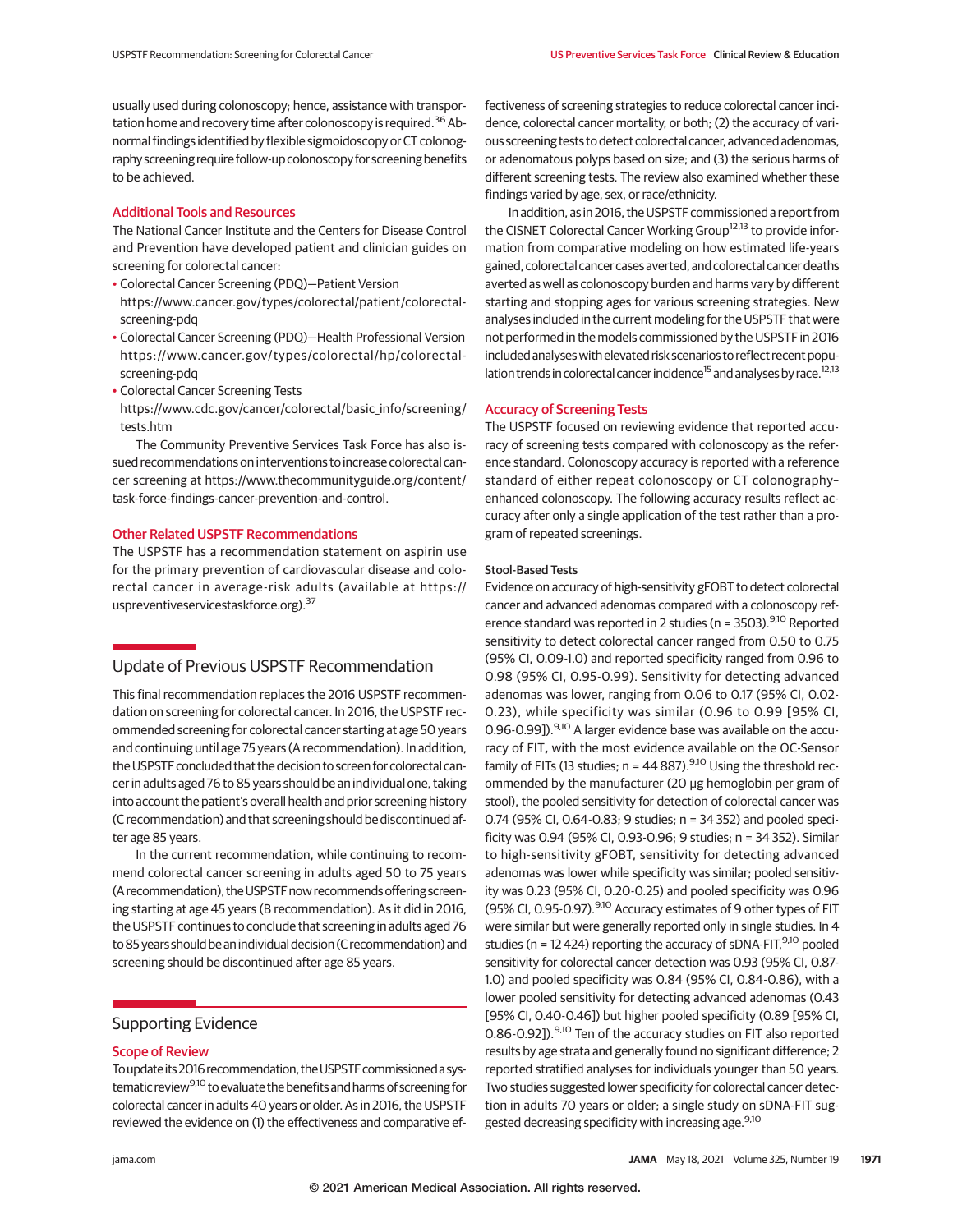usually used during colonoscopy; hence, assistance with transportation home and recovery time after colonoscopy is required.[36] Abnormal findings identified by flexible sigmoidoscopy or CT colonography screening require follow-up colonoscopy for screening benefits to be achieved.

### Additional Tools and Resources

The National Cancer Institute and the Centers for Disease Control and Prevention have developed patient and clinician guides on screening for colorectal cancer:

- Colorectal Cancer Screening (PDQ)—Patient Version https://www.cancer.gov/types/colorectal/patient/colorectal-screening-pdq
- Colorectal Cancer Screening (PDQ)—Health Professional Version https://www.cancer.gov/types/colorectal/hp/colorectal-screening-pdq
- Colorectal Cancer Screening Tests https://www.cdc.gov/cancer/colorectal/basic_info/screening/tests.htm

The Community Preventive Services Task Force has also issued recommendations on interventions to increase colorectal cancer screening at https://www.thecommunityguide.org/content/task-force-findings-cancer-prevention-and-control.

### Other Related USPSTF Recommendations

The USPSTF has a recommendation statement on aspirin use for the primary prevention of cardiovascular disease and colorectal cancer in average-risk adults (available at https://uspreventiveservicestaskforce.org).[37]

## Update of Previous USPSTF Recommendation

This final recommendation replaces the 2016 USPSTF recommendation on screening for colorectal cancer. In 2016, the USPSTF recommended screening for colorectal cancer starting at age 50 years and continuing until age 75 years (A recommendation). In addition, the USPSTF concluded that the decision to screen for colorectal cancer in adults aged 76 to 85 years should be an individual one, taking into account the patient's overall health and prior screening history (C recommendation) and that screening should be discontinued after age 85 years.

In the current recommendation, while continuing to recommend colorectal cancer screening in adults aged 50 to 75 years (A recommendation), the USPSTF now recommends offering screening starting at age 45 years (B recommendation). As it did in 2016, the USPSTF continues to conclude that screening in adults aged 76 to 85 years should be an individual decision (C recommendation) and screening should be discontinued after age 85 years.

## Supporting Evidence

### Scope of Review

To update its 2016 recommendation, the USPSTF commissioned a systematic review[9,10] to evaluate the benefits and harms of screening for colorectal cancer in adults 40 years or older. As in 2016, the USPSTF reviewed the evidence on (1) the effectiveness and comparative effectiveness of screening strategies to reduce colorectal cancer incidence, colorectal cancer mortality, or both; (2) the accuracy of various screening tests to detect colorectal cancer, advanced adenomas, or adenomatous polyps based on size; and (3) the serious harms of different screening tests. The review also examined whether these findings varied by age, sex, or race/ethnicity.

In addition, as in 2016, the USPSTF commissioned a report from the CISNET Colorectal Cancer Working Group[12,13] to provide information from comparative modeling on how estimated life-years gained, colorectal cancer cases averted, and colorectal cancer deaths averted as well as colonoscopy burden and harms vary by different starting and stopping ages for various screening strategies. New analyses included in the current modeling for the USPSTF that were not performed in the models commissioned by the USPSTF in 2016 included analyses with elevated risk scenarios to reflect recent population trends in colorectal cancer incidence[15] and analyses by race.[12,13]

### Accuracy of Screening Tests

The USPSTF focused on reviewing evidence that reported accuracy of screening tests compared with colonoscopy as the reference standard. Colonoscopy accuracy is reported with a reference standard of either repeat colonoscopy or CT colonography–enhanced colonoscopy. The following accuracy results reflect accuracy after only a single application of the test rather than a program of repeated screenings.

#### Stool-Based Tests

Evidence on accuracy of high-sensitivity gFOBT to detect colorectal cancer and advanced adenomas compared with a colonoscopy reference standard was reported in 2 studies (n = 3503).[9,10] Reported sensitivity to detect colorectal cancer ranged from 0.50 to 0.75 (95% CI, 0.09-1.0) and reported specificity ranged from 0.96 to 0.98 (95% CI, 0.95-0.99). Sensitivity for detecting advanced adenomas was lower, ranging from 0.06 to 0.17 (95% CI, 0.02-0.23), while specificity was similar (0.96 to 0.99 [95% CI, 0.96-0.99]).[9,10] A larger evidence base was available on the accuracy of FIT, with the most evidence available on the OC-Sensor family of FITs (13 studies; n = 44 887).[9,10] Using the threshold recommended by the manufacturer (20 μg hemoglobin per gram of stool), the pooled sensitivity for detection of colorectal cancer was 0.74 (95% CI, 0.64-0.83; 9 studies; n = 34 352) and pooled specificity was 0.94 (95% CI, 0.93-0.96; 9 studies; n = 34 352). Similar to high-sensitivity gFOBT, sensitivity for detecting advanced adenomas was lower while specificity was similar; pooled sensitivity was 0.23 (95% CI, 0.20-0.25) and pooled specificity was 0.96 (95% CI, 0.95-0.97).[9,10] Accuracy estimates of 9 other types of FIT were similar but were generally reported only in single studies. In 4 studies (n = 12 424) reporting the accuracy of sDNA-FIT,[9,10] pooled sensitivity for colorectal cancer detection was 0.93 (95% CI, 0.87-1.0) and pooled specificity was 0.84 (95% CI, 0.84-0.86), with a lower pooled sensitivity for detecting advanced adenomas (0.43 [95% CI, 0.40-0.46]) but higher pooled specificity (0.89 [95% CI, 0.86-0.92]).[9,10] Ten of the accuracy studies on FIT also reported results by age strata and generally found no significant difference; 2 reported stratified analyses for individuals younger than 50 years. Two studies suggested lower specificity for colorectal cancer detection in adults 70 years or older; a single study on sDNA-FIT suggested decreasing specificity with increasing age.[9,10]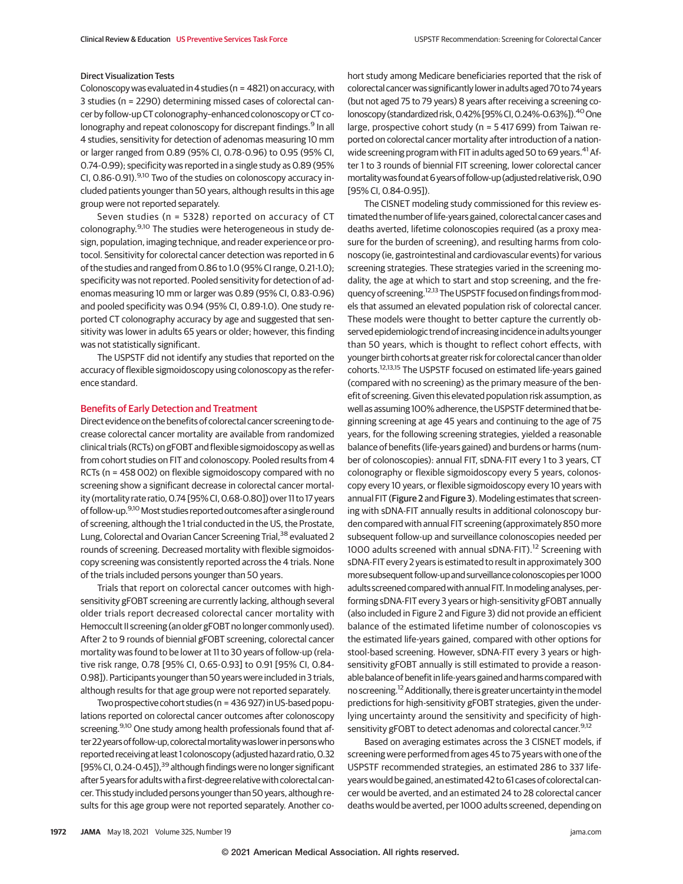### Direct Visualization Tests

Colonoscopy was evaluated in 4 studies (n = 4821) on accuracy, with 3 studies (n = 2290) determining missed cases of colorectal cancer by follow-up CT colonography–enhanced colonoscopy or CT colonography and repeat colonoscopy for discrepant findings.[9] In all 4 studies, sensitivity for detection of adenomas measuring 10 mm or larger ranged from 0.89 (95% CI, 0.78-0.96) to 0.95 (95% CI, 0.74-0.99); specificity was reported in a single study as 0.89 (95% CI, 0.86-0.91).[9,10] Two of the studies on colonoscopy accuracy included patients younger than 50 years, although results in this age group were not reported separately.

Seven studies (n = 5328) reported on accuracy of CT colonography.[9,10] The studies were heterogeneous in study design, population, imaging technique, and reader experience or protocol. Sensitivity for colorectal cancer detection was reported in 6 of the studies and ranged from 0.86 to 1.0 (95% CI range, 0.21-1.0); specificity was not reported. Pooled sensitivity for detection of adenomas measuring 10 mm or larger was 0.89 (95% CI, 0.83-0.96) and pooled specificity was 0.94 (95% CI, 0.89-1.0). One study reported CT colonography accuracy by age and suggested that sensitivity was lower in adults 65 years or older; however, this finding was not statistically significant.

The USPSTF did not identify any studies that reported on the accuracy of flexible sigmoidoscopy using colonoscopy as the reference standard.

## Benefits of Early Detection and Treatment

Direct evidence on the benefits of colorectal cancer screening to decrease colorectal cancer mortality are available from randomized clinical trials (RCTs) on gFOBT and flexible sigmoidoscopy as well as from cohort studies on FIT and colonoscopy. Pooled results from 4 RCTs (n = 458 002) on flexible sigmoidoscopy compared with no screening show a significant decrease in colorectal cancer mortality (mortality rate ratio, 0.74 [95% CI, 0.68-0.80]) over 11 to 17 years of follow-up.[9,10] Most studies reported outcomes after a single round of screening, although the 1 trial conducted in the US, the Prostate, Lung, Colorectal and Ovarian Cancer Screening Trial,[38] evaluated 2 rounds of screening. Decreased mortality with flexible sigmoidoscopy screening was consistently reported across the 4 trials. None of the trials included persons younger than 50 years.

Trials that report on colorectal cancer outcomes with high-sensitivity gFOBT screening are currently lacking, although several older trials report decreased colorectal cancer mortality with Hemoccult II screening (an older gFOBT no longer commonly used). After 2 to 9 rounds of biennial gFOBT screening, colorectal cancer mortality was found to be lower at 11 to 30 years of follow-up (relative risk range, 0.78 [95% CI, 0.65-0.93] to 0.91 [95% CI, 0.84-0.98]). Participants younger than 50 years were included in 3 trials, although results for that age group were not reported separately.

Two prospective cohort studies (n = 436 927) in US-based populations reported on colorectal cancer outcomes after colonoscopy screening.[9,10] One study among health professionals found that after 22 years of follow-up, colorectal mortality was lower in persons who reported receiving at least 1 colonoscopy (adjusted hazard ratio, 0.32 [95% CI, 0.24-0.45]),[39] although findings were no longer significant after 5 years for adults with a first-degree relative with colorectal cancer. This study included persons younger than 50 years, although results for this age group were not reported separately. Another cohort study among Medicare beneficiaries reported that the risk of colorectal cancer was significantly lower in adults aged 70 to 74 years (but not aged 75 to 79 years) 8 years after receiving a screening colonoscopy (standardized risk, 0.42% [95% CI, 0.24%-0.63%]).[40] One large, prospective cohort study (n = 5 417 699) from Taiwan reported on colorectal cancer mortality after introduction of a nationwide screening program with FIT in adults aged 50 to 69 years.[41] After 1 to 3 rounds of biennial FIT screening, lower colorectal cancer mortality was found at 6 years of follow-up (adjusted relative risk, 0.90 [95% CI, 0.84-0.95]).

The CISNET modeling study commissioned for this review estimated the number of life-years gained, colorectal cancer cases and deaths averted, lifetime colonoscopies required (as a proxy measure for the burden of screening), and resulting harms from colonoscopy (ie, gastrointestinal and cardiovascular events) for various screening strategies. These strategies varied in the screening modality, the age at which to start and stop screening, and the frequency of screening.[12,13] The USPSTF focused on findings from models that assumed an elevated population risk of colorectal cancer. These models were thought to better capture the currently observed epidemiologic trend of increasing incidence in adults younger than 50 years, which is thought to reflect cohort effects, with younger birth cohorts at greater risk for colorectal cancer than older cohorts.[12,13,15] The USPSTF focused on estimated life-years gained (compared with no screening) as the primary measure of the benefit of screening. Given this elevated population risk assumption, as well as assuming 100% adherence, the USPSTF determined that beginning screening at age 45 years and continuing to the age of 75 years, for the following screening strategies, yielded a reasonable balance of benefits (life-years gained) and burdens or harms (number of colonoscopies): annual FIT, sDNA-FIT every 1 to 3 years, CT colonography or flexible sigmoidoscopy every 5 years, colonoscopy every 10 years, or flexible sigmoidoscopy every 10 years with annual FIT (Figure 2 and Figure 3). Modeling estimates that screening with sDNA-FIT annually results in additional colonoscopy burden compared with annual FIT screening (approximately 850 more subsequent follow-up and surveillance colonoscopies needed per 1000 adults screened with annual sDNA-FIT).[12] Screening with sDNA-FIT every 2 years is estimated to result in approximately 300 more subsequent follow-up and surveillance colonoscopies per 1000 adults screened compared with annual FIT. In modeling analyses, performing sDNA-FIT every 3 years or high-sensitivity gFOBT annually (also included in Figure 2 and Figure 3) did not provide an efficient balance of the estimated lifetime number of colonoscopies vs the estimated life-years gained, compared with other options for stool-based screening. However, sDNA-FIT every 3 years or high-sensitivity gFOBT annually is still estimated to provide a reasonable balance of benefit in life-years gained and harms compared with no screening.[12] Additionally, there is greater uncertainty in the model predictions for high-sensitivity gFOBT strategies, given the underlying uncertainty around the sensitivity and specificity of high-sensitivity gFOBT to detect adenomas and colorectal cancer.[9,12]

Based on averaging estimates across the 3 CISNET models, if screening were performed from ages 45 to 75 years with one of the USPSTF recommended strategies, an estimated 286 to 337 life-years would be gained, an estimated 42 to 61 cases of colorectal cancer would be averted, and an estimated 24 to 28 colorectal cancer deaths would be averted, per 1000 adults screened, depending on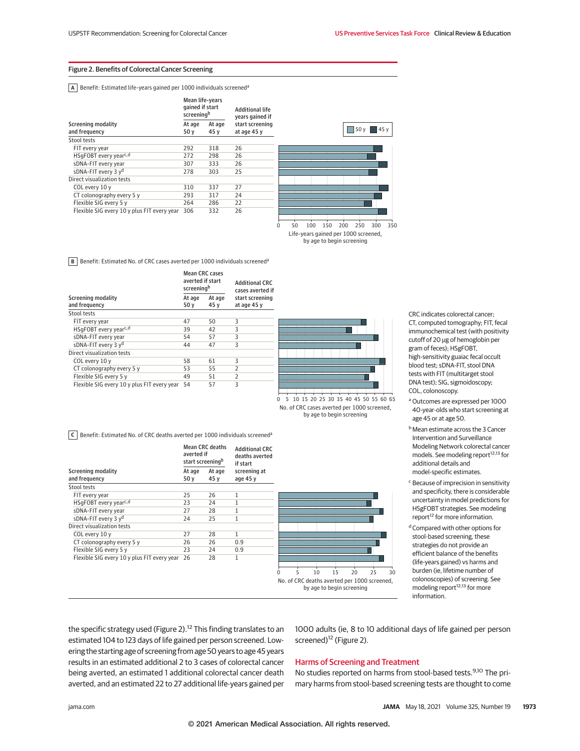## Figure 2. Benefits of Colorectal Cancer Screening

**A** Benefit: Estimated life-years gained per 1000 individuals screened[a]

| Screening modality and frequency | Mean life-years gained if start screening[b] At age 50 y | Mean life-years gained if start screening[b] At age 45 y | Additional life years gained if start screening at age 45 y |
|---|---|---|---|
| Stool tests | | | |
| FIT every year | 292 | 318 | 26 |
| HSgFOBT every year[c,d] | 272 | 298 | 26 |
| sDNA-FIT every year | 307 | 333 | 26 |
| sDNA-FIT every 3 y[d] | 278 | 303 | 25 |
| Direct visualization tests | | | |
| COL every 10 y | 310 | 337 | 27 |
| CT colonography every 5 y | 293 | 317 | 24 |
| Flexible SIG every 5 y | 264 | 286 | 22 |
| Flexible SIG every 10 y plus FIT every year | 306 | 332 | 26 |

Life-years gained per 1000 screened, by age to begin screening (50 y; 45 y)

**B** Benefit: Estimated No. of CRC cases averted per 1000 individuals screened[a]

| Screening modality and frequency | Mean CRC cases averted if start screening[b] At age 50 y | Mean CRC cases averted if start screening[b] At age 45 y | Additional CRC cases averted if start screening at age 45 y |
|---|---|---|---|
| Stool tests | | | |
| FIT every year | 47 | 50 | 3 |
| HSgFOBT every year[c,d] | 39 | 42 | 3 |
| sDNA-FIT every year | 54 | 57 | 3 |
| sDNA-FIT every 3 y[d] | 44 | 47 | 3 |
| Direct visualization tests | | | |
| COL every 10 y | 58 | 61 | 3 |
| CT colonography every 5 y | 53 | 55 | 2 |
| Flexible SIG every 5 y | 49 | 51 | 2 |
| Flexible SIG every 10 y plus FIT every year | 54 | 57 | 3 |

No. of CRC cases averted per 1000 screened, by age to begin screening

**C** Benefit: Estimated No. of CRC deaths averted per 1000 individuals screened[a]

| Screening modality and frequency | Mean CRC deaths averted if start screening[b] At age 50 y | Mean CRC deaths averted if start screening[b] At age 45 y | Additional CRC deaths averted if start screening at age 45 y |
|---|---|---|---|
| Stool tests | | | |
| FIT every year | 25 | 26 | 1 |
| HSgFOBT every year[c,d] | 23 | 24 | 1 |
| sDNA-FIT every year | 27 | 28 | 1 |
| sDNA-FIT every 3 y[d] | 24 | 25 | 1 |
| Direct visualization tests | | | |
| COL every 10 y | 27 | 28 | 1 |
| CT colonography every 5 y | 26 | 26 | 0.9 |
| Flexible SIG every 5 y | 23 | 24 | 0.9 |
| Flexible SIG every 10 y plus FIT every year | 26 | 28 | 1 |

No. of CRC deaths averted per 1000 screened, by age to begin screening

CRC indicates colorectal cancer; CT, computed tomography; FIT, fecal immunochemical test (with positivity cutoff of 20 µg of hemoglobin per gram of feces); HSgFOBT, high-sensitivity guaiac fecal occult blood test; sDNA-FIT, stool DNA tests with FIT (multitarget stool DNA test); SIG, sigmoidoscopy; COL, colonoscopy.

[a] Outcomes are expressed per 1000 40-year-olds who start screening at age 45 or at age 50.

[b] Mean estimate across the 3 Cancer Intervention and Surveillance Modeling Network colorectal cancer models. See modeling report[12,13] for additional details and model-specific estimates.

[c] Because of imprecision in sensitivity and specificity, there is considerable uncertainty in model predictions for HSgFOBT strategies. See modeling report[12] for more information.

[d] Compared with other options for stool-based screening, these strategies do not provide an efficient balance of the benefits (life-years gained) vs harms and burden (ie, lifetime number of colonoscopies) of screening. See modeling report[12,13] for more information.

the specific strategy used (Figure 2).[12] This finding translates to an estimated 104 to 123 days of life gained per person screened. Lowering the starting age of screening from age 50 years to age 45 years results in an estimated additional 2 to 3 cases of colorectal cancer being averted, an estimated 1 additional colorectal cancer death averted, and an estimated 22 to 27 additional life-years gained per 1000 adults (ie, 8 to 10 additional days of life gained per person screened)[12] (Figure 2).

## Harms of Screening and Treatment

No studies reported on harms from stool-based tests.[9,10] The primary harms from stool-based screening tests are thought to come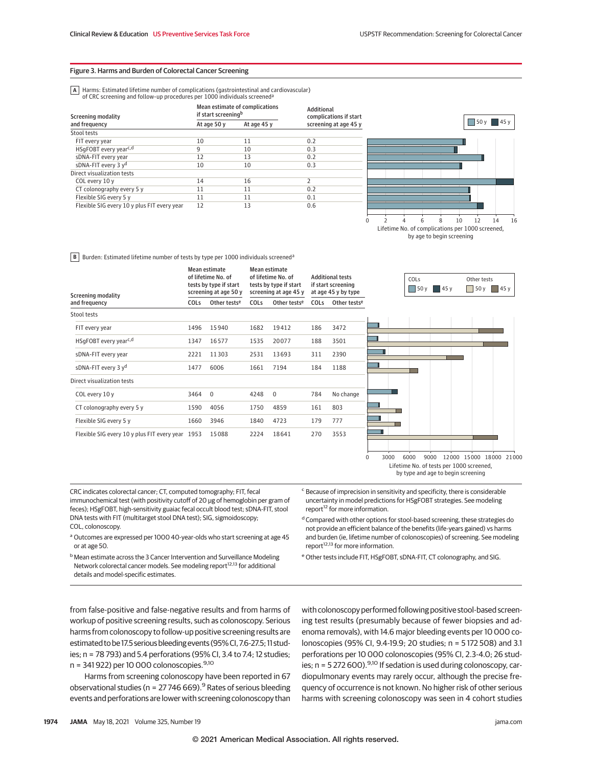## Figure 3. Harms and Burden of Colorectal Cancer Screening

**A** Harms: Estimated lifetime number of complications (gastrointestinal and cardiovascular) of CRC screening and follow-up procedures per 1000 individuals screened[a]

| Screening modality and frequency | Mean estimate of complications if start screening[b] At age 50 y | At age 45 y | Additional complications if start screening at age 45 y |
|---|---|---|---|
| **Stool tests** | | | |
| FIT every year | 10 | 11 | 0.2 |
| HSgFOBT every year[c,d] | 9 | 10 | 0.3 |
| sDNA-FIT every year | 12 | 13 | 0.2 |
| sDNA-FIT every 3 y[d] | 10 | 10 | 0.3 |
| **Direct visualization tests** | | | |
| COL every 10 y | 14 | 16 | 2 |
| CT colonography every 5 y | 11 | 11 | 0.2 |
| Flexible SIG every 5 y | 11 | 11 | 0.1 |
| Flexible SIG every 10 y plus FIT every year | 12 | 13 | 0.6 |

Lifetime No. of complications per 1000 screened, by age to begin screening

**B** Burden: Estimated lifetime number of tests by type per 1000 individuals screened[a]

| Screening modality and frequency | Mean estimate of lifetime No. of tests by type if start screening at age 50 y: COLs | Other tests[e] | Mean estimate of lifetime No. of tests by type if start screening at age 45 y: COLs | Other tests[e] | Additional tests if start screening at age 45 y by type: COLs | Other tests[e] |
|---|---|---|---|---|---|---|
| **Stool tests** | | | | | | |
| FIT every year | 1496 | 15 940 | 1682 | 19 412 | 186 | 3472 |
| HSgFOBT every year[c,d] | 1347 | 16 577 | 1535 | 20 077 | 188 | 3501 |
| sDNA-FIT every year | 2221 | 11 303 | 2531 | 13 693 | 311 | 2390 |
| sDNA-FIT every 3 y[d] | 1477 | 6006 | 1661 | 7194 | 184 | 1188 |
| **Direct visualization tests** | | | | | | |
| COL every 10 y | 3464 | 0 | 4248 | 0 | 784 | No change |
| CT colonography every 5 y | 1590 | 4056 | 1750 | 4859 | 161 | 803 |
| Flexible SIG every 5 y | 1660 | 3946 | 1840 | 4723 | 179 | 777 |
| Flexible SIG every 10 y plus FIT every year | 1953 | 15 088 | 2224 | 18 641 | 270 | 3553 |

Lifetime No. of tests per 1000 screened, by type and age to begin screening

CRC indicates colorectal cancer; CT, computed tomography; FIT, fecal immunochemical test (with positivity cutoff of 20 µg of hemoglobin per gram of feces); HSgFOBT, high-sensitivity guaiac fecal occult blood test; sDNA-FIT, stool DNA tests with FIT (multitarget stool DNA test); SIG, sigmoidoscopy; COL, colonoscopy.

[a] Outcomes are expressed per 1000 40-year-olds who start screening at age 45 or at age 50.

[b] Mean estimate across the 3 Cancer Intervention and Surveillance Modeling Network colorectal cancer models. See modeling report[12,13] for additional details and model-specific estimates.

[c] Because of imprecision in sensitivity and specificity, there is considerable uncertainty in model predictions for HSgFOBT strategies. See modeling report[12] for more information.

[d] Compared with other options for stool-based screening, these strategies do not provide an efficient balance of the benefits (life-years gained) vs harms and burden (ie, lifetime number of colonoscopies) of screening. See modeling report[12,13] for more information.

[e] Other tests include FIT, HSgFOBT, sDNA-FIT, CT colonography, and SIG.

from false-positive and false-negative results and from harms of workup of positive screening results, such as colonoscopy. Serious harms from colonoscopy to follow-up positive screening results are estimated to be 17.5 serious bleeding events (95% CI, 7.6-27.5; 11 studies; n = 78 793) and 5.4 perforations (95% CI, 3.4 to 7.4; 12 studies; n = 341 922) per 10 000 colonoscopies.[9,10]

Harms from screening colonoscopy have been reported in 67 observational studies (n = 27 746 669).[9] Rates of serious bleeding events and perforations are lower with screening colonoscopy than with colonoscopy performed following positive stool-based screening test results (presumably because of fewer biopsies and adenoma removals), with 14.6 major bleeding events per 10 000 colonoscopies (95% CI, 9.4-19.9; 20 studies; n = 5 172 508) and 3.1 perforations per 10 000 colonoscopies (95% CI, 2.3-4.0; 26 studies; n = 5 272 600).[9,10] If sedation is used during colonoscopy, cardiopulmonary events may rarely occur, although the precise frequency of occurrence is not known. No higher risk of other serious harms with screening colonoscopy was seen in 4 cohort studies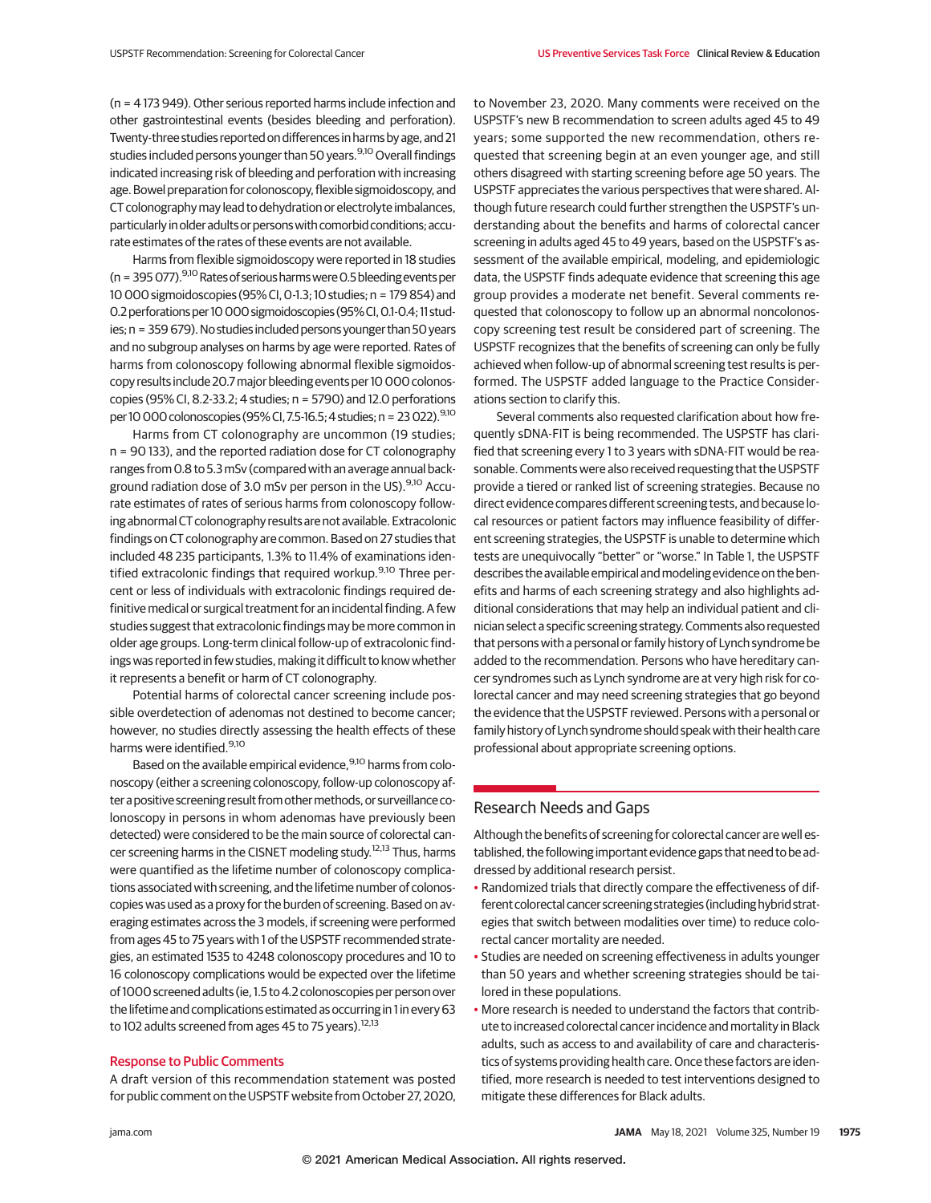(n = 4 173 949). Other serious reported harms include infection and other gastrointestinal events (besides bleeding and perforation). Twenty-three studies reported on differences in harms by age, and 21 studies included persons younger than 50 years.[9,10] Overall findings indicated increasing risk of bleeding and perforation with increasing age. Bowel preparation for colonoscopy, flexible sigmoidoscopy, and CT colonography may lead to dehydration or electrolyte imbalances, particularly in older adults or persons with comorbid conditions; accurate estimates of the rates of these events are not available.

Harms from flexible sigmoidoscopy were reported in 18 studies (n = 395 077).[9,10] Rates of serious harms were 0.5 bleeding events per 10 000 sigmoidoscopies (95% CI, 0-1.3; 10 studies; n = 179 854) and 0.2 perforations per 10 000 sigmoidoscopies (95% CI, 0.1-0.4; 11 studies; n = 359 679). No studies included persons younger than 50 years and no subgroup analyses on harms by age were reported. Rates of harms from colonoscopy following abnormal flexible sigmoidoscopy results include 20.7 major bleeding events per 10 000 colonoscopies (95% CI, 8.2-33.2; 4 studies; n = 5790) and 12.0 perforations per 10 000 colonoscopies (95% CI, 7.5-16.5; 4 studies; n = 23 022).[9,10]

Harms from CT colonography are uncommon (19 studies; n = 90 133), and the reported radiation dose for CT colonography ranges from 0.8 to 5.3 mSv (compared with an average annual background radiation dose of 3.0 mSv per person in the US).[9,10] Accurate estimates of rates of serious harms from colonoscopy following abnormal CT colonography results are not available. Extracolonic findings on CT colonography are common. Based on 27 studies that included 48 235 participants, 1.3% to 11.4% of examinations identified extracolonic findings that required workup.[9,10] Three percent or less of individuals with extracolonic findings required definitive medical or surgical treatment for an incidental finding. A few studies suggest that extracolonic findings may be more common in older age groups. Long-term clinical follow-up of extracolonic findings was reported in few studies, making it difficult to know whether it represents a benefit or harm of CT colonography.

Potential harms of colorectal cancer screening include possible overdetection of adenomas not destined to become cancer; however, no studies directly assessing the health effects of these harms were identified.[9,10]

Based on the available empirical evidence,[9,10] harms from colonoscopy (either a screening colonoscopy, follow-up colonoscopy after a positive screening result from other methods, or surveillance colonoscopy in persons in whom adenomas have previously been detected) were considered to be the main source of colorectal cancer screening harms in the CISNET modeling study.[12,13] Thus, harms were quantified as the lifetime number of colonoscopy complications associated with screening, and the lifetime number of colonoscopies was used as a proxy for the burden of screening. Based on averaging estimates across the 3 models, if screening were performed from ages 45 to 75 years with 1 of the USPSTF recommended strategies, an estimated 1535 to 4248 colonoscopy procedures and 10 to 16 colonoscopy complications would be expected over the lifetime of 1000 screened adults (ie, 1.5 to 4.2 colonoscopies per person over the lifetime and complications estimated as occurring in 1 in every 63 to 102 adults screened from ages 45 to 75 years).[12,13]

## Response to Public Comments

A draft version of this recommendation statement was posted for public comment on the USPSTF website from October 27, 2020, to November 23, 2020. Many comments were received on the USPSTF's new B recommendation to screen adults aged 45 to 49 years; some supported the new recommendation, others requested that screening begin at an even younger age, and still others disagreed with starting screening before age 50 years. The USPSTF appreciates the various perspectives that were shared. Although future research could further strengthen the USPSTF's understanding about the benefits and harms of colorectal cancer screening in adults aged 45 to 49 years, based on the USPSTF's assessment of the available empirical, modeling, and epidemiologic data, the USPSTF finds adequate evidence that screening this age group provides a moderate net benefit. Several comments requested that colonoscopy to follow up an abnormal noncolonoscopy screening test result be considered part of screening. The USPSTF recognizes that the benefits of screening can only be fully achieved when follow-up of abnormal screening test results is performed. The USPSTF added language to the Practice Considerations section to clarify this.

Several comments also requested clarification about how frequently sDNA-FIT is being recommended. The USPSTF has clarified that screening every 1 to 3 years with sDNA-FIT would be reasonable. Comments were also received requesting that the USPSTF provide a tiered or ranked list of screening strategies. Because no direct evidence compares different screening tests, and because local resources or patient factors may influence feasibility of different screening strategies, the USPSTF is unable to determine which tests are unequivocally "better" or "worse." In Table 1, the USPSTF describes the available empirical and modeling evidence on the benefits and harms of each screening strategy and also highlights additional considerations that may help an individual patient and clinician select a specific screening strategy. Comments also requested that persons with a personal or family history of Lynch syndrome be added to the recommendation. Persons who have hereditary cancer syndromes such as Lynch syndrome are at very high risk for colorectal cancer and may need screening strategies that go beyond the evidence that the USPSTF reviewed. Persons with a personal or family history of Lynch syndrome should speak with their health care professional about appropriate screening options.

## Research Needs and Gaps

Although the benefits of screening for colorectal cancer are well established, the following important evidence gaps that need to be addressed by additional research persist.

- Randomized trials that directly compare the effectiveness of different colorectal cancer screening strategies (including hybrid strategies that switch between modalities over time) to reduce colorectal cancer mortality are needed.
- Studies are needed on screening effectiveness in adults younger than 50 years and whether screening strategies should be tailored in these populations.
- More research is needed to understand the factors that contribute to increased colorectal cancer incidence and mortality in Black adults, such as access to and availability of care and characteristics of systems providing health care. Once these factors are identified, more research is needed to test interventions designed to mitigate these differences for Black adults.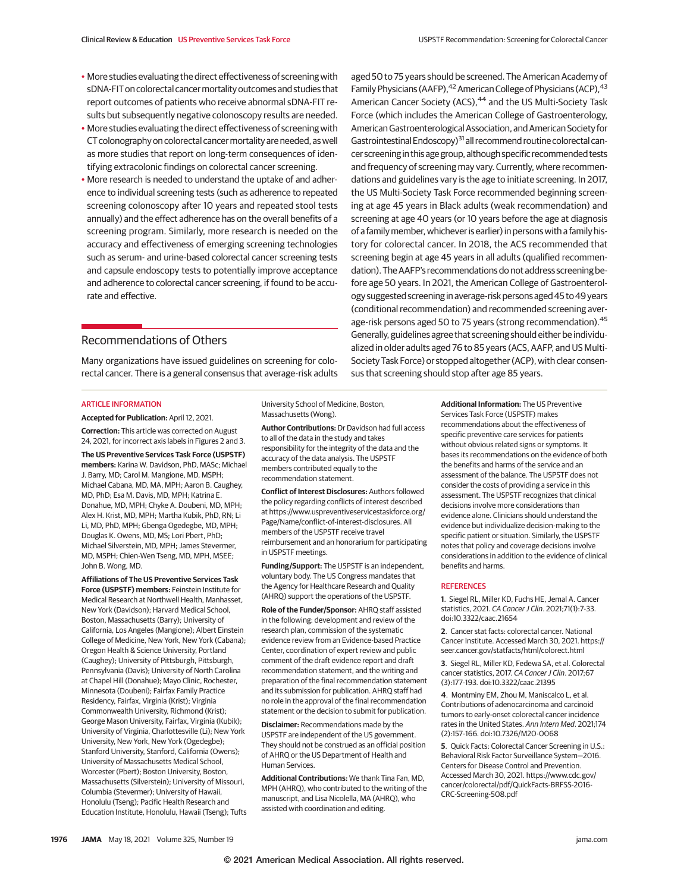- More studies evaluating the direct effectiveness of screening with sDNA-FIT on colorectal cancer mortality outcomes and studies that report outcomes of patients who receive abnormal sDNA-FIT results but subsequently negative colonoscopy results are needed.
- More studies evaluating the direct effectiveness of screening with CT colonography on colorectal cancer mortality are needed, as well as more studies that report on long-term consequences of identifying extracolonic findings on colorectal cancer screening.
- More research is needed to understand the uptake of and adherence to individual screening tests (such as adherence to repeated screening colonoscopy after 10 years and repeated stool tests annually) and the effect adherence has on the overall benefits of a screening program. Similarly, more research is needed on the accuracy and effectiveness of emerging screening technologies such as serum- and urine-based colorectal cancer screening tests and capsule endoscopy tests to potentially improve acceptance and adherence to colorectal cancer screening, if found to be accurate and effective.

## Recommendations of Others

Many organizations have issued guidelines on screening for colorectal cancer. There is a general consensus that average-risk adults aged 50 to 75 years should be screened. The American Academy of Family Physicians (AAFP),[42] American College of Physicians (ACP),[43] American Cancer Society (ACS),[44] and the US Multi-Society Task Force (which includes the American College of Gastroenterology, American Gastroenterological Association, and American Society for Gastrointestinal Endoscopy)[31] all recommend routine colorectal cancer screening in this age group, although specific recommended tests and frequency of screening may vary. Currently, where recommendations and guidelines vary is the age to initiate screening. In 2017, the US Multi-Society Task Force recommended beginning screening at age 45 years in Black adults (weak recommendation) and screening at age 40 years (or 10 years before the age at diagnosis of a family member, whichever is earlier) in persons with a family history of colorectal cancer. In 2018, the ACS recommended that screening begin at age 45 years in all adults (qualified recommendation). The AAFP's recommendations do not address screening before age 50 years. In 2021, the American College of Gastroenterology suggested screening in average-risk persons aged 45 to 49 years (conditional recommendation) and recommended screening average-risk persons aged 50 to 75 years (strong recommendation).[45] Generally, guidelines agree that screening should either be individualized in older adults aged 76 to 85 years (ACS, AAFP, and US Multi-Society Task Force) or stopped altogether (ACP), with clear consensus that screening should stop after age 85 years.

### ARTICLE INFORMATION

**Accepted for Publication:** April 12, 2021.

**Correction:** This article was corrected on August 24, 2021, for incorrect axis labels in Figures 2 and 3.

**The US Preventive Services Task Force (USPSTF) members:** Karina W. Davidson, PhD, MASc; Michael J. Barry, MD; Carol M. Mangione, MD, MSPH; Michael Cabana, MD, MA, MPH; Aaron B. Caughey, MD, PhD; Esa M. Davis, MD, MPH; Katrina E. Donahue, MD, MPH; Chyke A. Doubeni, MD, MPH; Alex H. Krist, MD, MPH; Martha Kubik, PhD, RN; Li Li, MD, PhD, MPH; Gbenga Ogedegbe, MD, MPH; Douglas K. Owens, MD, MS; Lori Pbert, PhD; Michael Silverstein, MD, MPH; James Stevermer, MD, MSPH; Chien-Wen Tseng, MD, MPH, MSEE; John B. Wong, MD.

**Affiliations of The US Preventive Services Task Force (USPSTF) members:** Feinstein Institute for Medical Research at Northwell Health, Manhasset, New York (Davidson); Harvard Medical School, Boston, Massachusetts (Barry); University of California, Los Angeles (Mangione); Albert Einstein College of Medicine, New York, New York (Cabana); Oregon Health & Science University, Portland (Caughey); University of Pittsburgh, Pittsburgh, Pennsylvania (Davis); University of North Carolina at Chapel Hill (Donahue); Mayo Clinic, Rochester, Minnesota (Doubeni); Fairfax Family Practice Residency, Fairfax, Virginia (Krist); Virginia Commonwealth University, Richmond (Krist); George Mason University, Fairfax, Virginia (Kubik); University of Virginia, Charlottesville (Li); New York University, New York, New York (Ogedegbe); Stanford University, Stanford, California (Owens); University of Massachusetts Medical School, Worcester (Pbert); Boston University, Boston, Massachusetts (Silverstein); University of Missouri, Columbia (Stevermer); University of Hawaii, Honolulu (Tseng); Pacific Health Research and Education Institute, Honolulu, Hawaii (Tseng); Tufts University School of Medicine, Boston, Massachusetts (Wong).

**Author Contributions:** Dr Davidson had full access to all of the data in the study and takes responsibility for the integrity of the data and the accuracy of the data analysis. The USPSTF members contributed equally to the recommendation statement.

**Conflict of Interest Disclosures:** Authors followed the policy regarding conflicts of interest described at https://www.uspreventiveservicestaskforce.org/Page/Name/conflict-of-interest-disclosures. All members of the USPSTF receive travel reimbursement and an honorarium for participating in USPSTF meetings.

**Funding/Support:** The USPSTF is an independent, voluntary body. The US Congress mandates that the Agency for Healthcare Research and Quality (AHRQ) support the operations of the USPSTF.

**Role of the Funder/Sponsor:** AHRQ staff assisted in the following: development and review of the research plan, commission of the systematic evidence review from an Evidence-based Practice Center, coordination of expert review and public comment of the draft evidence report and draft recommendation statement, and the writing and preparation of the final recommendation statement and its submission for publication. AHRQ staff had no role in the approval of the final recommendation statement or the decision to submit for publication.

**Disclaimer:** Recommendations made by the USPSTF are independent of the US government. They should not be construed as an official position of AHRQ or the US Department of Health and Human Services.

**Additional Contributions:** We thank Tina Fan, MD, MPH (AHRQ), who contributed to the writing of the manuscript, and Lisa Nicolella, MA (AHRQ), who assisted with coordination and editing.

**Additional Information:** The US Preventive Services Task Force (USPSTF) makes recommendations about the effectiveness of specific preventive care services for patients without obvious related signs or symptoms. It bases its recommendations on the evidence of both the benefits and harms of the service and an assessment of the balance. The USPSTF does not consider the costs of providing a service in this assessment. The USPSTF recognizes that clinical decisions involve more considerations than evidence alone. Clinicians should understand the evidence but individualize decision-making to the specific patient or situation. Similarly, the USPSTF notes that policy and coverage decisions involve considerations in addition to the evidence of clinical benefits and harms.

### REFERENCES

1. Siegel RL, Miller KD, Fuchs HE, Jemal A. Cancer statistics, 2021. *CA Cancer J Clin*. 2021;71(1):7-33. doi:10.3322/caac.21654

2. Cancer stat facts: colorectal cancer. National Cancer Institute. Accessed March 30, 2021. https://seer.cancer.gov/statfacts/html/colorect.html

3. Siegel RL, Miller KD, Fedewa SA, et al. Colorectal cancer statistics, 2017. *CA Cancer J Clin*. 2017;67(3):177-193. doi:10.3322/caac.21395

4. Montminy EM, Zhou M, Maniscalco L, et al. Contributions of adenocarcinoma and carcinoid tumors to early-onset colorectal cancer incidence rates in the United States. *Ann Intern Med*. 2021;174(2):157-166. doi:10.7326/M20-0068

5. Quick Facts: Colorectal Cancer Screening in U.S.: Behavioral Risk Factor Surveillance System—2016. Centers for Disease Control and Prevention. Accessed March 30, 2021. https://www.cdc.gov/cancer/colorectal/pdf/QuickFacts-BRFSS-2016-CRC-Screening-508.pdf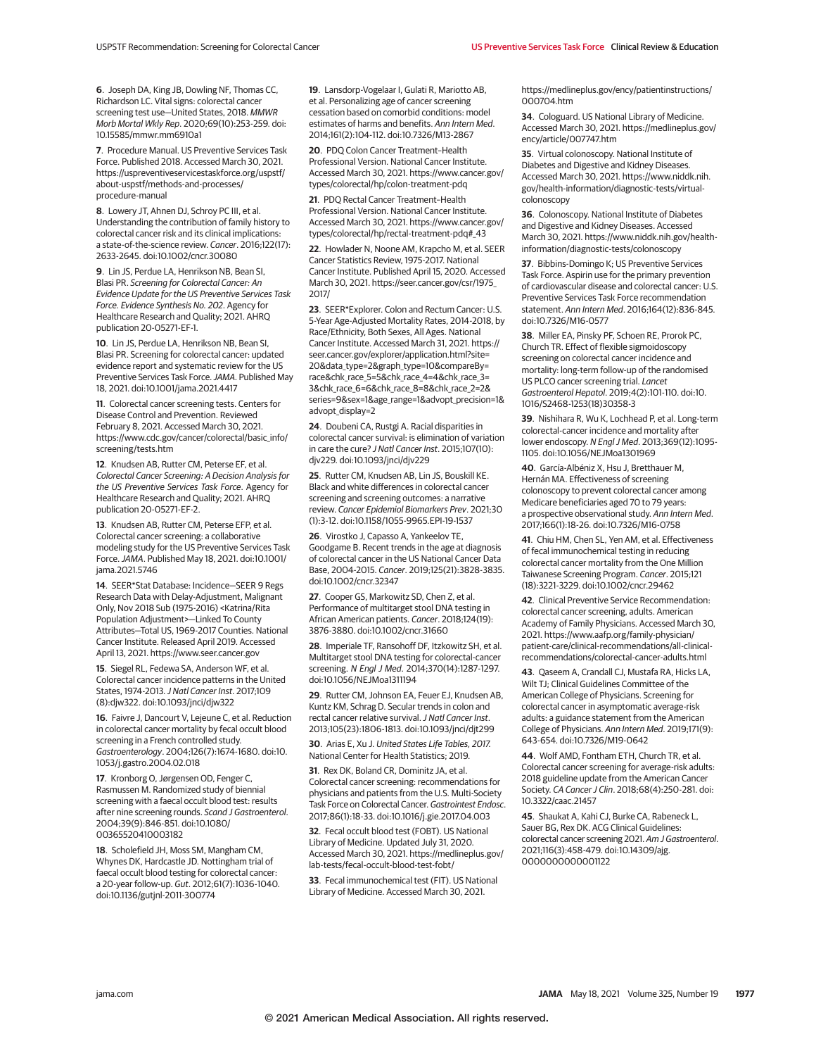6. Joseph DA, King JB, Dowling NF, Thomas CC, Richardson LC. Vital signs: colorectal cancer screening test use—United States, 2018. *MMWR Morb Mortal Wkly Rep*. 2020;69(10):253-259. doi:10.15585/mmwr.mm6910a1

7. Procedure Manual. US Preventive Services Task Force. Published 2018. Accessed March 30, 2021. https://uspreventiveservicestaskforce.org/uspstf/about-uspstf/methods-and-processes/procedure-manual

8. Lowery JT, Ahnen DJ, Schroy PC III, et al. Understanding the contribution of family history to colorectal cancer risk and its clinical implications: a state-of-the-science review. *Cancer*. 2016;122(17):2633-2645. doi:10.1002/cncr.30080

9. Lin JS, Perdue LA, Henrikson NB, Bean SI, Blasi PR. *Screening for Colorectal Cancer: An Evidence Update for the US Preventive Services Task Force. Evidence Synthesis No. 202*. Agency for Healthcare Research and Quality; 2021. AHRQ publication 20-05271-EF-1.

10. Lin JS, Perdue LA, Henrikson NB, Bean SI, Blasi PR. Screening for colorectal cancer: updated evidence report and systematic review for the US Preventive Services Task Force. *JAMA*. Published May 18, 2021. doi:10.1001/jama.2021.4417

11. Colorectal cancer screening tests. Centers for Disease Control and Prevention. Reviewed February 8, 2021. Accessed March 30, 2021. https://www.cdc.gov/cancer/colorectal/basic_info/screening/tests.htm

12. Knudsen AB, Rutter CM, Peterse EF, et al. *Colorectal Cancer Screening: A Decision Analysis for the US Preventive Services Task Force*. Agency for Healthcare Research and Quality; 2021. AHRQ publication 20-05271-EF-2.

13. Knudsen AB, Rutter CM, Peterse EFP, et al. Colorectal cancer screening: a collaborative modeling study for the US Preventive Services Task Force. *JAMA*. Published May 18, 2021. doi:10.1001/jama.2021.5746

14. SEER*Stat Database: Incidence—SEER 9 Regs Research Data with Delay-Adjustment, Malignant Only, Nov 2018 Sub (1975-2016) <Katrina/Rita Population Adjustment>—Linked To County Attributes—Total US, 1969-2017 Counties. National Cancer Institute. Released April 2019. Accessed April 13, 2021. https://www.seer.cancer.gov

15. Siegel RL, Fedewa SA, Anderson WF, et al. Colorectal cancer incidence patterns in the United States, 1974-2013. *J Natl Cancer Inst*. 2017;109(8):djw322. doi:10.1093/jnci/djw322

16. Faivre J, Dancourt V, Lejeune C, et al. Reduction in colorectal cancer mortality by fecal occult blood screening in a French controlled study. *Gastroenterology*. 2004;126(7):1674-1680. doi:10.1053/j.gastro.2004.02.018

17. Kronborg O, Jørgensen OD, Fenger C, Rasmussen M. Randomized study of biennial screening with a faecal occult blood test: results after nine screening rounds. *Scand J Gastroenterol*. 2004;39(9):846-851. doi:10.1080/00365520410003182

18. Scholefield JH, Moss SM, Mangham CM, Whynes DK, Hardcastle JD. Nottingham trial of faecal occult blood testing for colorectal cancer: a 20-year follow-up. *Gut*. 2012;61(7):1036-1040. doi:10.1136/gutjnl-2011-300774

19. Lansdorp-Vogelaar I, Gulati R, Mariotto AB, et al. Personalizing age of cancer screening cessation based on comorbid conditions: model estimates of harms and benefits. *Ann Intern Med*. 2014;161(2):104-112. doi:10.7326/M13-2867

20. PDQ Colon Cancer Treatment–Health Professional Version. National Cancer Institute. Accessed March 30, 2021. https://www.cancer.gov/types/colorectal/hp/colon-treatment-pdq

21. PDQ Rectal Cancer Treatment–Health Professional Version. National Cancer Institute. Accessed March 30, 2021. https://www.cancer.gov/types/colorectal/hp/rectal-treatment-pdq#_43

22. Howlader N, Noone AM, Krapcho M, et al. SEER Cancer Statistics Review, 1975-2017. National Cancer Institute. Published April 15, 2020. Accessed March 30, 2021. https://seer.cancer.gov/csr/1975_2017/

23. SEER*Explorer. Colon and Rectum Cancer: U.S. 5-Year Age-Adjusted Mortality Rates, 2014-2018, by Race/Ethnicity, Both Sexes, All Ages. National Cancer Institute. Accessed March 31, 2021. https://seer.cancer.gov/explorer/application.html?site=20&data_type=2&graph_type=10&compareBy=race&chk_race_5=5&chk_race_4=4&chk_race_3=3&chk_race_6=6&chk_race_8=8&chk_race_2=2&series=9&sex=1&age_range=1&advopt_precision=1&advopt_display=2

24. Doubeni CA, Rustgi A. Racial disparities in colorectal cancer survival: is elimination of variation in care the cure? *J Natl Cancer Inst*. 2015;107(10):djv229. doi:10.1093/jnci/djv229

25. Rutter CM, Knudsen AB, Lin JS, Bouskill KE. Black and white differences in colorectal cancer screening and screening outcomes: a narrative review. *Cancer Epidemiol Biomarkers Prev*. 2021;30(1):3-12. doi:10.1158/1055-9965.EPI-19-1537

26. Virostko J, Capasso A, Yankeelov TE, Goodgame B. Recent trends in the age at diagnosis of colorectal cancer in the US National Cancer Data Base, 2004-2015. *Cancer*. 2019;125(21):3828-3835. doi:10.1002/cncr.32347

27. Cooper GS, Markowitz SD, Chen Z, et al. Performance of multitarget stool DNA testing in African American patients. *Cancer*. 2018;124(19):3876-3880. doi:10.1002/cncr.31660

28. Imperiale TF, Ransohoff DF, Itzkowitz SH, et al. Multitarget stool DNA testing for colorectal-cancer screening. *N Engl J Med*. 2014;370(14):1287-1297. doi:10.1056/NEJMoa1311194

29. Rutter CM, Johnson EA, Feuer EJ, Knudsen AB, Kuntz KM, Schrag D. Secular trends in colon and rectal cancer relative survival. *J Natl Cancer Inst*. 2013;105(23):1806-1813. doi:10.1093/jnci/djt299

30. Arias E, Xu J. *United States Life Tables, 2017*. National Center for Health Statistics; 2019.

31. Rex DK, Boland CR, Dominitz JA, et al. Colorectal cancer screening: recommendations for physicians and patients from the U.S. Multi-Society Task Force on Colorectal Cancer. *Gastrointest Endosc*. 2017;86(1):18-33. doi:10.1016/j.gie.2017.04.003

32. Fecal occult blood test (FOBT). US National Library of Medicine. Updated July 31, 2020. Accessed March 30, 2021. https://medlineplus.gov/lab-tests/fecal-occult-blood-test-fobt/

33. Fecal immunochemical test (FIT). US National Library of Medicine. Accessed March 30, 2021. https://medlineplus.gov/ency/patientinstructions/000704.htm

34. Cologuard. US National Library of Medicine. Accessed March 30, 2021. https://medlineplus.gov/ency/article/007747.htm

35. Virtual colonoscopy. National Institute of Diabetes and Digestive and Kidney Diseases. Accessed March 30, 2021. https://www.niddk.nih.gov/health-information/diagnostic-tests/virtual-colonoscopy

36. Colonoscopy. National Institute of Diabetes and Digestive and Kidney Diseases. Accessed March 30, 2021. https://www.niddk.nih.gov/health-information/diagnostic-tests/colonoscopy

37. Bibbins-Domingo K; US Preventive Services Task Force. Aspirin use for the primary prevention of cardiovascular disease and colorectal cancer: U.S. Preventive Services Task Force recommendation statement. *Ann Intern Med*. 2016;164(12):836-845. doi:10.7326/M16-0577

38. Miller EA, Pinsky PF, Schoen RE, Prorok PC, Church TR. Effect of flexible sigmoidoscopy screening on colorectal cancer incidence and mortality: long-term follow-up of the randomised US PLCO cancer screening trial. *Lancet Gastroenterol Hepatol*. 2019;4(2):101-110. doi:10.1016/S2468-1253(18)30358-3

39. Nishihara R, Wu K, Lochhead P, et al. Long-term colorectal-cancer incidence and mortality after lower endoscopy. *N Engl J Med*. 2013;369(12):1095-1105. doi:10.1056/NEJMoa1301969

40. García-Albéniz X, Hsu J, Bretthauer M, Hernán MA. Effectiveness of screening colonoscopy to prevent colorectal cancer among Medicare beneficiaries aged 70 to 79 years: a prospective observational study. *Ann Intern Med*. 2017;166(1):18-26. doi:10.7326/M16-0758

41. Chiu HM, Chen SL, Yen AM, et al. Effectiveness of fecal immunochemical testing in reducing colorectal cancer mortality from the One Million Taiwanese Screening Program. *Cancer*. 2015;121(18):3221-3229. doi:10.1002/cncr.29462

42. Clinical Preventive Service Recommendation: colorectal cancer screening, adults. American Academy of Family Physicians. Accessed March 30, 2021. https://www.aafp.org/family-physician/patient-care/clinical-recommendations/all-clinical-recommendations/colorectal-cancer-adults.html

43. Qaseem A, Crandall CJ, Mustafa RA, Hicks LA, Wilt TJ; Clinical Guidelines Committee of the American College of Physicians. Screening for colorectal cancer in asymptomatic average-risk adults: a guidance statement from the American College of Physicians. *Ann Intern Med*. 2019;171(9):643-654. doi:10.7326/M19-0642

44. Wolf AMD, Fontham ETH, Church TR, et al. Colorectal cancer screening for average-risk adults: 2018 guideline update from the American Cancer Society. *CA Cancer J Clin*. 2018;68(4):250-281. doi:10.3322/caac.21457

45. Shaukat A, Kahi CJ, Burke CA, Rabeneck L, Sauer BG, Rex DK. ACG Clinical Guidelines: colorectal cancer screening 2021. *Am J Gastroenterol*. 2021;116(3):458-479. doi:10.14309/ajg.0000000000001122